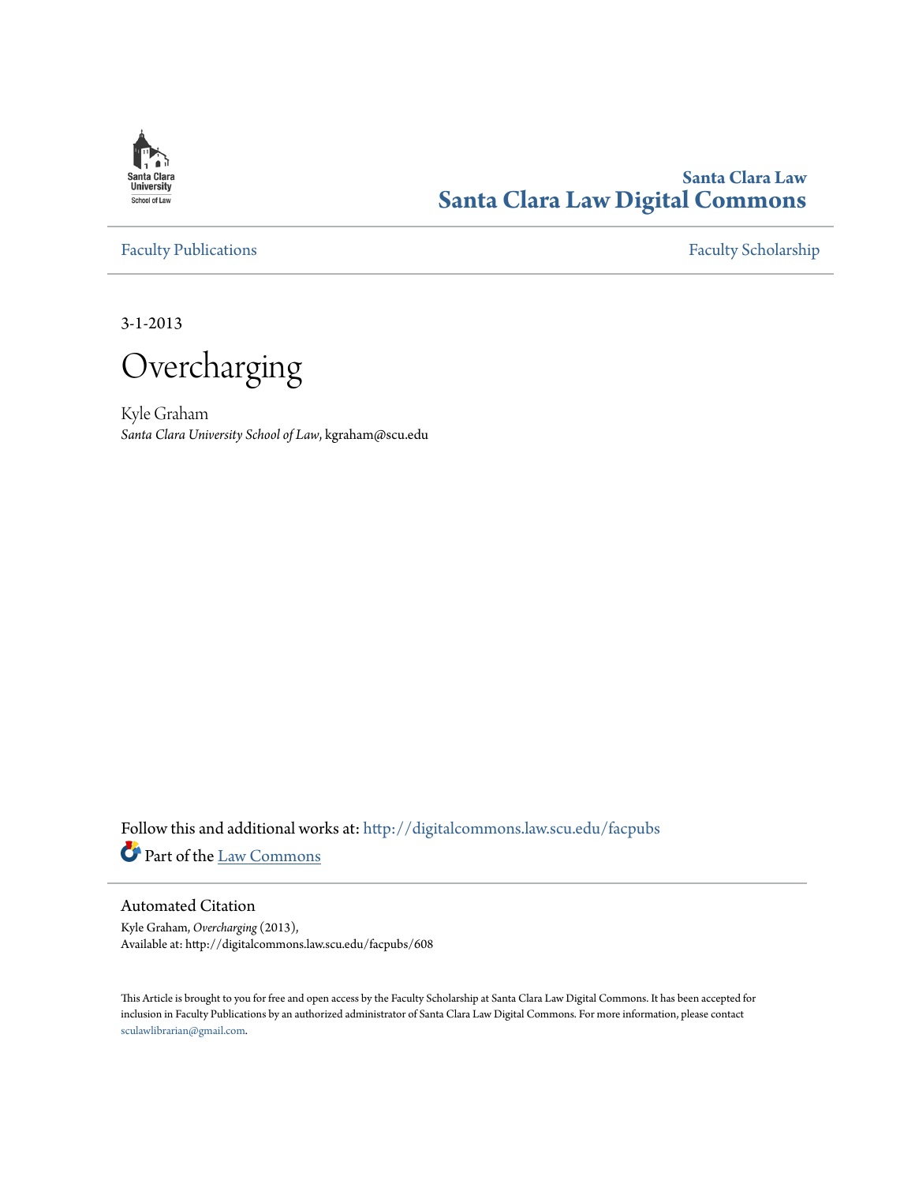Santa Clara University School of Law

# Santa Clara Law
# Santa Clara Law Digital Commons

Faculty Publications | Faculty Scholarship

3-1-2013

# Overcharging

Kyle Graham
*Santa Clara University School of Law*, kgraham@scu.edu

Follow this and additional works at: http://digitalcommons.law.scu.edu/facpubs

Part of the Law Commons

## Automated Citation

Kyle Graham, *Overcharging* (2013),
Available at: http://digitalcommons.law.scu.edu/facpubs/608

This Article is brought to you for free and open access by the Faculty Scholarship at Santa Clara Law Digital Commons. It has been accepted for inclusion in Faculty Publications by an authorized administrator of Santa Clara Law Digital Commons. For more information, please contact sculawlibrarian@gmail.com.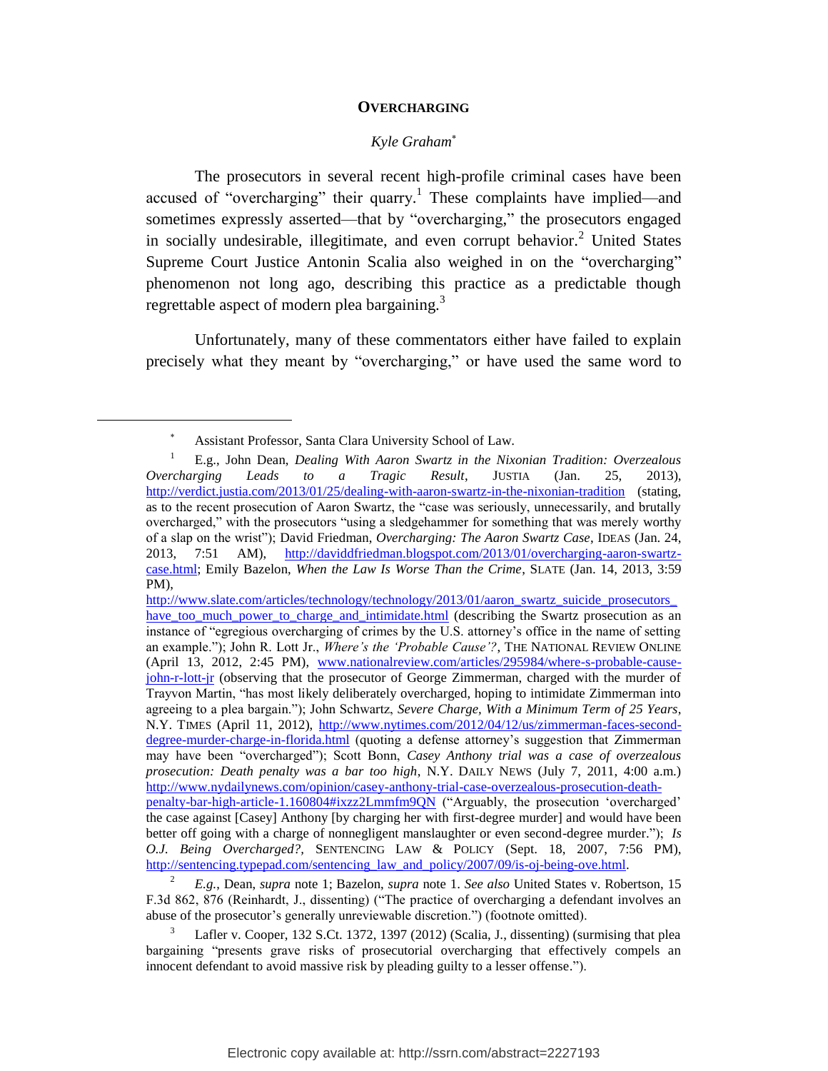**OVERCHARGING**

*Kyle Graham*[*]

The prosecutors in several recent high-profile criminal cases have been accused of "overcharging" their quarry.[1] These complaints have implied—and sometimes expressly asserted—that by "overcharging," the prosecutors engaged in socially undesirable, illegitimate, and even corrupt behavior.[2] United States Supreme Court Justice Antonin Scalia also weighed in on the "overcharging" phenomenon not long ago, describing this practice as a predictable though regrettable aspect of modern plea bargaining.[3]

Unfortunately, many of these commentators either have failed to explain precisely what they meant by "overcharging," or have used the same word to

---

[*] Assistant Professor, Santa Clara University School of Law.

[1] E.g., John Dean, *Dealing With Aaron Swartz in the Nixonian Tradition: Overzealous Overcharging Leads to a Tragic Result*, JUSTIA (Jan. 25, 2013), http://verdict.justia.com/2013/01/25/dealing-with-aaron-swartz-in-the-nixonian-tradition (stating, as to the recent prosecution of Aaron Swartz, the "case was seriously, unnecessarily, and brutally overcharged," with the prosecutors "using a sledgehammer for something that was merely worthy of a slap on the wrist"); David Friedman, *Overcharging: The Aaron Swartz Case*, IDEAS (Jan. 24, 2013, 7:51 AM), http://daviddfriedman.blogspot.com/2013/01/overcharging-aaron-swartz-case.html; Emily Bazelon, *When the Law Is Worse Than the Crime*, SLATE (Jan. 14, 2013, 3:59 PM), http://www.slate.com/articles/technology/technology/2013/01/aaron_swartz_suicide_prosecutors_have_too_much_power_to_charge_and_intimidate.html (describing the Swartz prosecution as an instance of "egregious overcharging of crimes by the U.S. attorney's office in the name of setting an example."); John R. Lott Jr., *Where's the 'Probable Cause'?*, THE NATIONAL REVIEW ONLINE (April 13, 2012, 2:45 PM), www.nationalreview.com/articles/295984/where-s-probable-cause-john-r-lott-jr (observing that the prosecutor of George Zimmerman, charged with the murder of Trayvon Martin, "has most likely deliberately overcharged, hoping to intimidate Zimmerman into agreeing to a plea bargain."); John Schwartz, *Severe Charge, With a Minimum Term of 25 Years*, N.Y. TIMES (April 11, 2012), http://www.nytimes.com/2012/04/12/us/zimmerman-faces-second-degree-murder-charge-in-florida.html (quoting a defense attorney's suggestion that Zimmerman may have been "overcharged"); Scott Bonn, *Casey Anthony trial was a case of overzealous prosecution: Death penalty was a bar too high*, N.Y. DAILY NEWS (July 7, 2011, 4:00 a.m.) http://www.nydailynews.com/opinion/casey-anthony-trial-case-overzealous-prosecution-death-penalty-bar-high-article-1.160804#ixzz2Lmmfm9QN ("Arguably, the prosecution 'overcharged' the case against [Casey] Anthony [by charging her with first-degree murder] and would have been better off going with a charge of nonnegligent manslaughter or even second-degree murder."); *Is O.J. Being Overcharged?*, SENTENCING LAW & POLICY (Sept. 18, 2007, 7:56 PM), http://sentencing.typepad.com/sentencing_law_and_policy/2007/09/is-oj-being-ove.html.

[2] *E.g.*, Dean, *supra* note 1; Bazelon, *supra* note 1. *See also* United States v. Robertson, 15 F.3d 862, 876 (Reinhardt, J., dissenting) ("The practice of overcharging a defendant involves an abuse of the prosecutor's generally unreviewable discretion.") (footnote omitted).

[3] Lafler v. Cooper, 132 S.Ct. 1372, 1397 (2012) (Scalia, J., dissenting) (surmising that plea bargaining "presents grave risks of prosecutorial overcharging that effectively compels an innocent defendant to avoid massive risk by pleading guilty to a lesser offense.").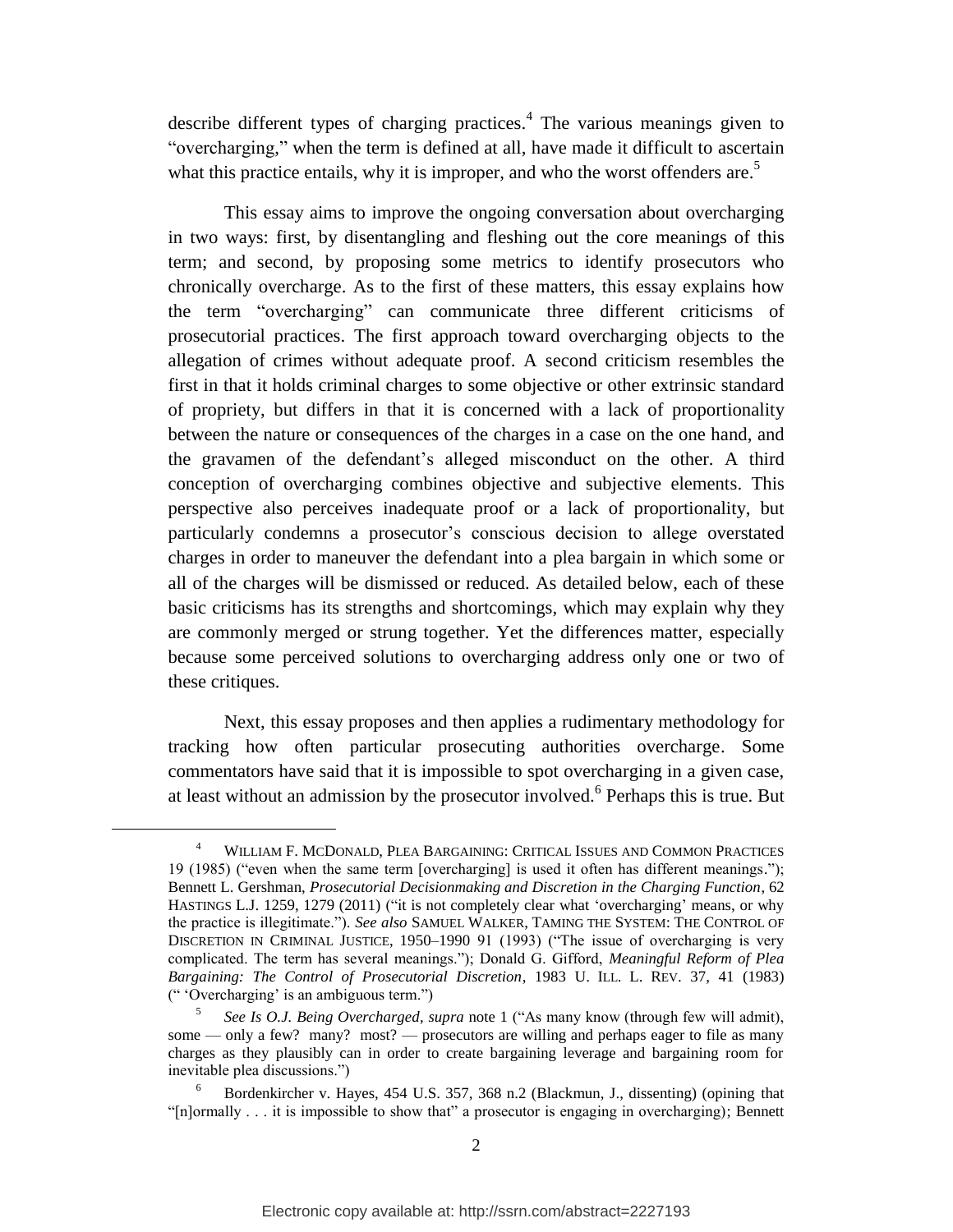describe different types of charging practices.[4] The various meanings given to "overcharging," when the term is defined at all, have made it difficult to ascertain what this practice entails, why it is improper, and who the worst offenders are.[5]

This essay aims to improve the ongoing conversation about overcharging in two ways: first, by disentangling and fleshing out the core meanings of this term; and second, by proposing some metrics to identify prosecutors who chronically overcharge. As to the first of these matters, this essay explains how the term "overcharging" can communicate three different criticisms of prosecutorial practices. The first approach toward overcharging objects to the allegation of crimes without adequate proof. A second criticism resembles the first in that it holds criminal charges to some objective or other extrinsic standard of propriety, but differs in that it is concerned with a lack of proportionality between the nature or consequences of the charges in a case on the one hand, and the gravamen of the defendant's alleged misconduct on the other. A third conception of overcharging combines objective and subjective elements. This perspective also perceives inadequate proof or a lack of proportionality, but particularly condemns a prosecutor's conscious decision to allege overstated charges in order to maneuver the defendant into a plea bargain in which some or all of the charges will be dismissed or reduced. As detailed below, each of these basic criticisms has its strengths and shortcomings, which may explain why they are commonly merged or strung together. Yet the differences matter, especially because some perceived solutions to overcharging address only one or two of these critiques.

Next, this essay proposes and then applies a rudimentary methodology for tracking how often particular prosecuting authorities overcharge. Some commentators have said that it is impossible to spot overcharging in a given case, at least without an admission by the prosecutor involved.[6] Perhaps this is true. But

---

[4] WILLIAM F. MCDONALD, PLEA BARGAINING: CRITICAL ISSUES AND COMMON PRACTICES 19 (1985) ("even when the same term [overcharging] is used it often has different meanings."); Bennett L. Gershman, *Prosecutorial Decisionmaking and Discretion in the Charging Function*, 62 HASTINGS L.J. 1259, 1279 (2011) ("it is not completely clear what 'overcharging' means, or why the practice is illegitimate."). *See also* SAMUEL WALKER, TAMING THE SYSTEM: THE CONTROL OF DISCRETION IN CRIMINAL JUSTICE, 1950–1990 91 (1993) ("The issue of overcharging is very complicated. The term has several meanings."); Donald G. Gifford, *Meaningful Reform of Plea Bargaining: The Control of Prosecutorial Discretion*, 1983 U. ILL. L. REV. 37, 41 (1983) (" 'Overcharging' is an ambiguous term.")

[5] *See Is O.J. Being Overcharged*, *supra* note 1 ("As many know (through few will admit), some — only a few? many? most? — prosecutors are willing and perhaps eager to file as many charges as they plausibly can in order to create bargaining leverage and bargaining room for inevitable plea discussions.")

[6] Bordenkircher v. Hayes, 454 U.S. 357, 368 n.2 (Blackmun, J., dissenting) (opining that "[n]ormally . . . it is impossible to show that" a prosecutor is engaging in overcharging); Bennett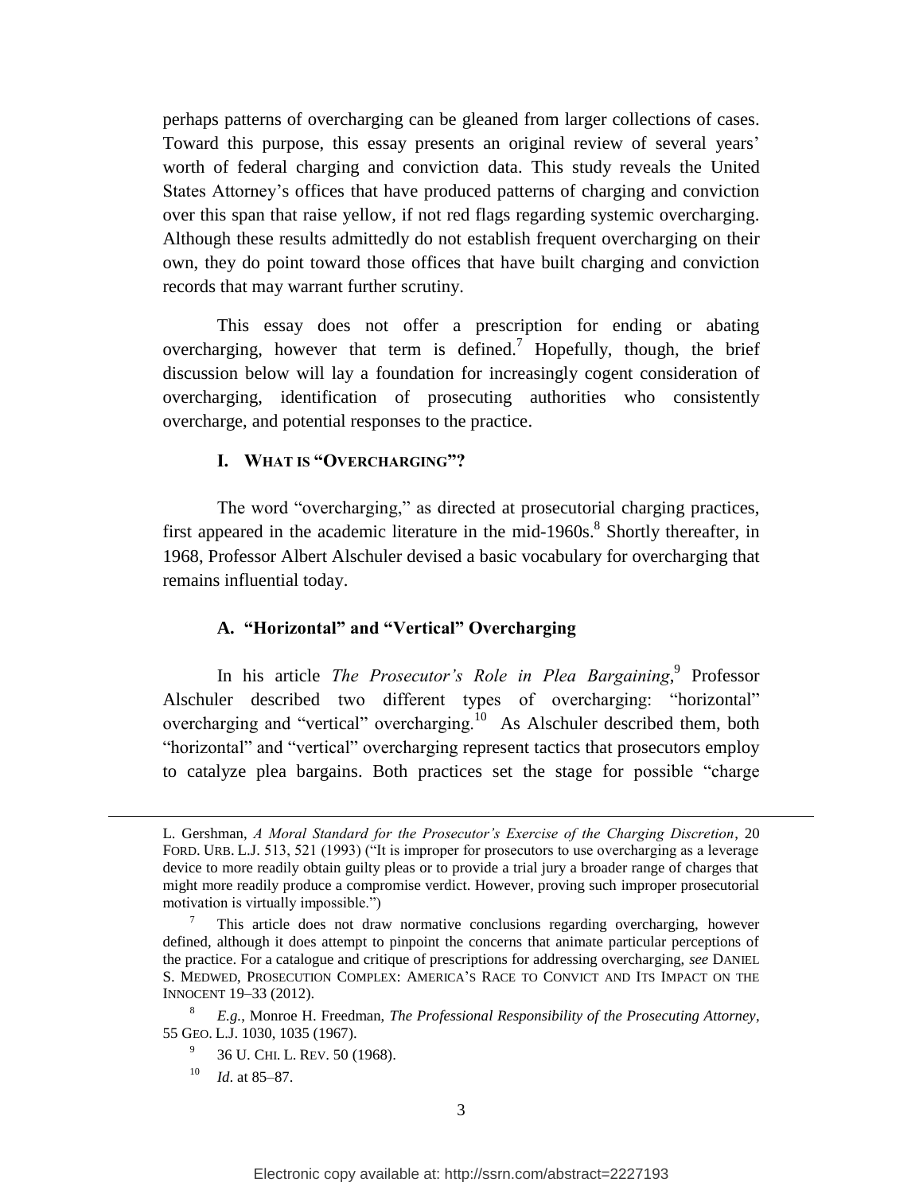perhaps patterns of overcharging can be gleaned from larger collections of cases. Toward this purpose, this essay presents an original review of several years' worth of federal charging and conviction data. This study reveals the United States Attorney's offices that have produced patterns of charging and conviction over this span that raise yellow, if not red flags regarding systemic overcharging. Although these results admittedly do not establish frequent overcharging on their own, they do point toward those offices that have built charging and conviction records that may warrant further scrutiny.

This essay does not offer a prescription for ending or abating overcharging, however that term is defined.[7] Hopefully, though, the brief discussion below will lay a foundation for increasingly cogent consideration of overcharging, identification of prosecuting authorities who consistently overcharge, and potential responses to the practice.

## I. What is "Overcharging"?

The word "overcharging," as directed at prosecutorial charging practices, first appeared in the academic literature in the mid-1960s.[8] Shortly thereafter, in 1968, Professor Albert Alschuler devised a basic vocabulary for overcharging that remains influential today.

### A. "Horizontal" and "Vertical" Overcharging

In his article *The Prosecutor's Role in Plea Bargaining*,[9] Professor Alschuler described two different types of overcharging: "horizontal" overcharging and "vertical" overcharging.[10] As Alschuler described them, both "horizontal" and "vertical" overcharging represent tactics that prosecutors employ to catalyze plea bargains. Both practices set the stage for possible "charge

---

L. Gershman, *A Moral Standard for the Prosecutor's Exercise of the Charging Discretion*, 20 FORD. URB. L.J. 513, 521 (1993) ("It is improper for prosecutors to use overcharging as a leverage device to more readily obtain guilty pleas or to provide a trial jury a broader range of charges that might more readily produce a compromise verdict. However, proving such improper prosecutorial motivation is virtually impossible.")

[7] This article does not draw normative conclusions regarding overcharging, however defined, although it does attempt to pinpoint the concerns that animate particular perceptions of the practice. For a catalogue and critique of prescriptions for addressing overcharging, *see* DANIEL S. MEDWED, PROSECUTION COMPLEX: AMERICA'S RACE TO CONVICT AND ITS IMPACT ON THE INNOCENT 19–33 (2012).

[8] *E.g.*, Monroe H. Freedman, *The Professional Responsibility of the Prosecuting Attorney*, 55 GEO. L.J. 1030, 1035 (1967).

[9] 36 U. CHI. L. REV. 50 (1968).

[10] *Id*. at 85–87.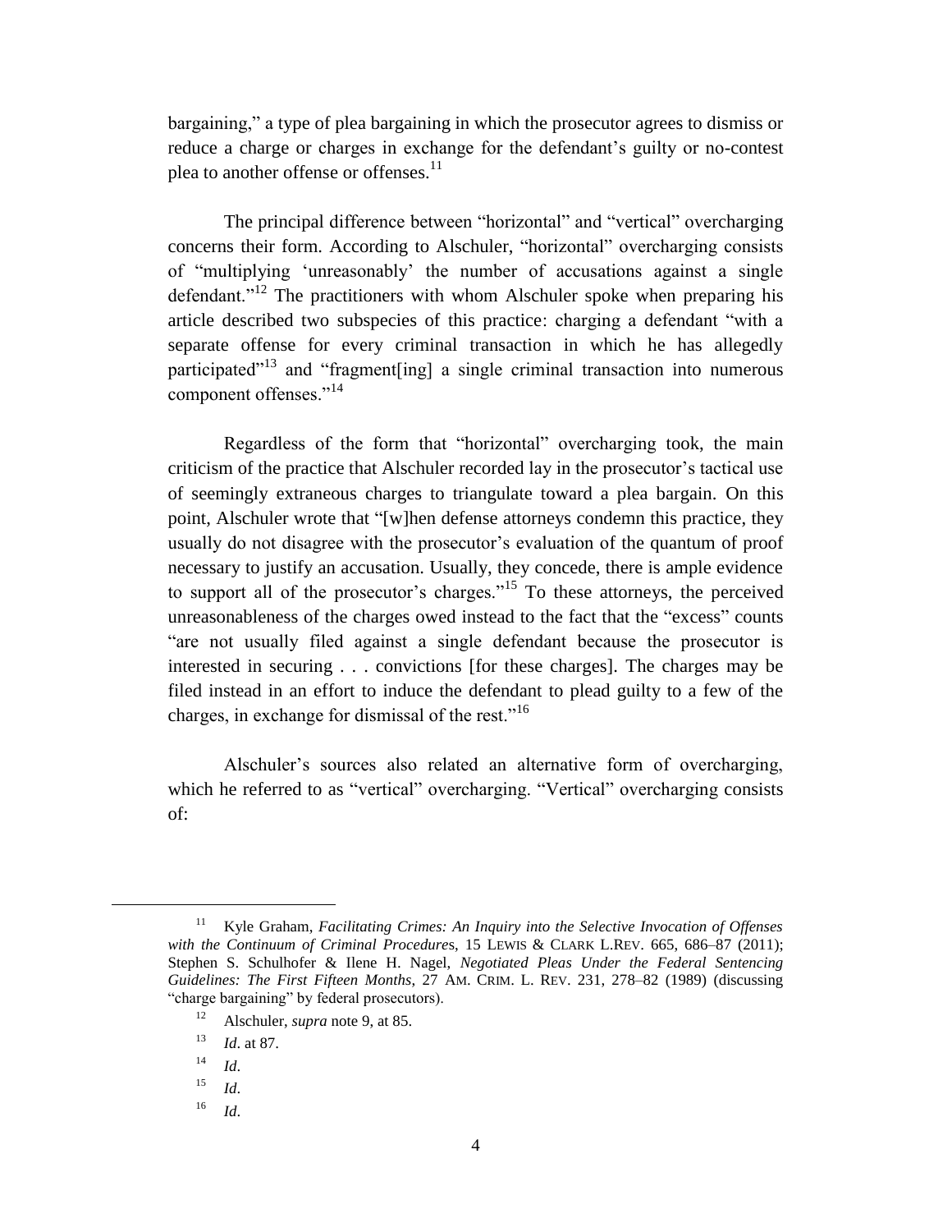bargaining," a type of plea bargaining in which the prosecutor agrees to dismiss or reduce a charge or charges in exchange for the defendant's guilty or no-contest plea to another offense or offenses.[11]

The principal difference between "horizontal" and "vertical" overcharging concerns their form. According to Alschuler, "horizontal" overcharging consists of "multiplying 'unreasonably' the number of accusations against a single defendant."[12] The practitioners with whom Alschuler spoke when preparing his article described two subspecies of this practice: charging a defendant "with a separate offense for every criminal transaction in which he has allegedly participated"[13] and "fragment[ing] a single criminal transaction into numerous component offenses."[14]

Regardless of the form that "horizontal" overcharging took, the main criticism of the practice that Alschuler recorded lay in the prosecutor's tactical use of seemingly extraneous charges to triangulate toward a plea bargain. On this point, Alschuler wrote that "[w]hen defense attorneys condemn this practice, they usually do not disagree with the prosecutor's evaluation of the quantum of proof necessary to justify an accusation. Usually, they concede, there is ample evidence to support all of the prosecutor's charges."[15] To these attorneys, the perceived unreasonableness of the charges owed instead to the fact that the "excess" counts "are not usually filed against a single defendant because the prosecutor is interested in securing . . . convictions [for these charges]. The charges may be filed instead in an effort to induce the defendant to plead guilty to a few of the charges, in exchange for dismissal of the rest."[16]

Alschuler's sources also related an alternative form of overcharging, which he referred to as "vertical" overcharging. "Vertical" overcharging consists of:

---

[11] Kyle Graham, *Facilitating Crimes: An Inquiry into the Selective Invocation of Offenses with the Continuum of Criminal Procedures*, 15 LEWIS & CLARK L.REV. 665, 686–87 (2011); Stephen S. Schulhofer & Ilene H. Nagel, *Negotiated Pleas Under the Federal Sentencing Guidelines: The First Fifteen Months*, 27 AM. CRIM. L. REV. 231, 278–82 (1989) (discussing "charge bargaining" by federal prosecutors).

[12] Alschuler, *supra* note 9, at 85.

[13] *Id*. at 87.

[14] *Id*.

[15] *Id*.

[16] *Id*.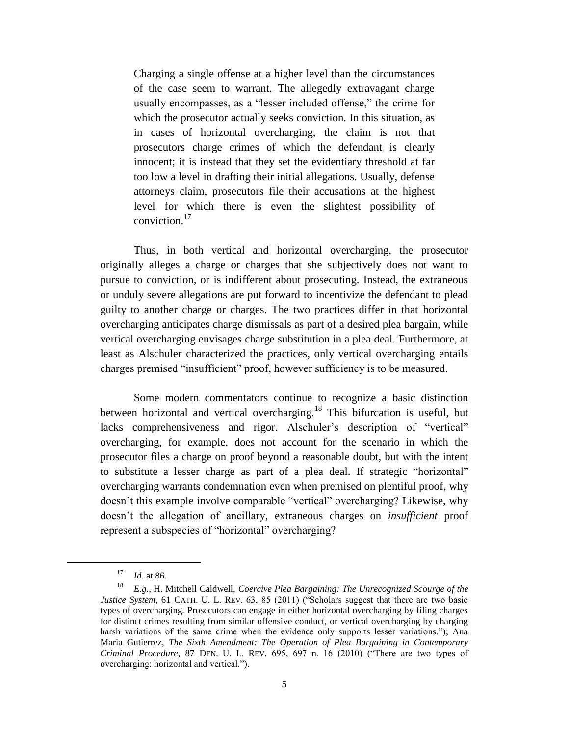> Charging a single offense at a higher level than the circumstances of the case seem to warrant. The allegedly extravagant charge usually encompasses, as a "lesser included offense," the crime for which the prosecutor actually seeks conviction. In this situation, as in cases of horizontal overcharging, the claim is not that prosecutors charge crimes of which the defendant is clearly innocent; it is instead that they set the evidentiary threshold at far too low a level in drafting their initial allegations. Usually, defense attorneys claim, prosecutors file their accusations at the highest level for which there is even the slightest possibility of conviction.[17]

Thus, in both vertical and horizontal overcharging, the prosecutor originally alleges a charge or charges that she subjectively does not want to pursue to conviction, or is indifferent about prosecuting. Instead, the extraneous or unduly severe allegations are put forward to incentivize the defendant to plead guilty to another charge or charges. The two practices differ in that horizontal overcharging anticipates charge dismissals as part of a desired plea bargain, while vertical overcharging envisages charge substitution in a plea deal. Furthermore, at least as Alschuler characterized the practices, only vertical overcharging entails charges premised "insufficient" proof, however sufficiency is to be measured.

Some modern commentators continue to recognize a basic distinction between horizontal and vertical overcharging.[18] This bifurcation is useful, but lacks comprehensiveness and rigor. Alschuler's description of "vertical" overcharging, for example, does not account for the scenario in which the prosecutor files a charge on proof beyond a reasonable doubt, but with the intent to substitute a lesser charge as part of a plea deal. If strategic "horizontal" overcharging warrants condemnation even when premised on plentiful proof, why doesn't this example involve comparable "vertical" overcharging? Likewise, why doesn't the allegation of ancillary, extraneous charges on *insufficient* proof represent a subspecies of "horizontal" overcharging?

---

[17] *Id*. at 86.

[18] *E.g.*, H. Mitchell Caldwell, *Coercive Plea Bargaining: The Unrecognized Scourge of the Justice System*, 61 CATH. U. L. REV. 63, 85 (2011) ("Scholars suggest that there are two basic types of overcharging. Prosecutors can engage in either horizontal overcharging by filing charges for distinct crimes resulting from similar offensive conduct, or vertical overcharging by charging harsh variations of the same crime when the evidence only supports lesser variations."); Ana Maria Gutierrez, *The Sixth Amendment: The Operation of Plea Bargaining in Contemporary Criminal Procedure*, 87 DEN. U. L. REV. 695, 697 n. 16 (2010) ("There are two types of overcharging: horizontal and vertical.").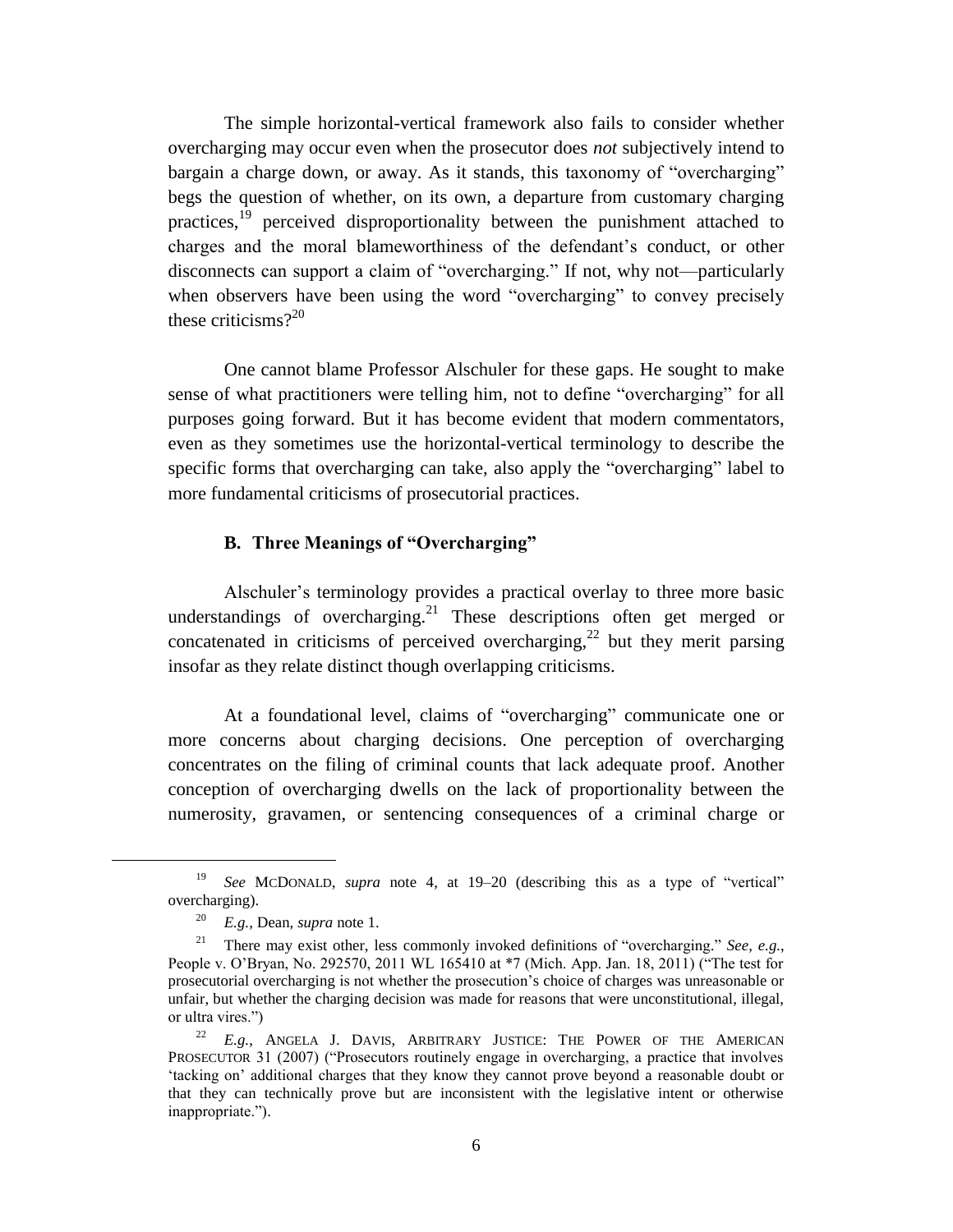The simple horizontal-vertical framework also fails to consider whether overcharging may occur even when the prosecutor does *not* subjectively intend to bargain a charge down, or away. As it stands, this taxonomy of "overcharging" begs the question of whether, on its own, a departure from customary charging practices,[19] perceived disproportionality between the punishment attached to charges and the moral blameworthiness of the defendant's conduct, or other disconnects can support a claim of "overcharging." If not, why not—particularly when observers have been using the word "overcharging" to convey precisely these criticisms?[20]

One cannot blame Professor Alschuler for these gaps. He sought to make sense of what practitioners were telling him, not to define "overcharging" for all purposes going forward. But it has become evident that modern commentators, even as they sometimes use the horizontal-vertical terminology to describe the specific forms that overcharging can take, also apply the "overcharging" label to more fundamental criticisms of prosecutorial practices.

### B. Three Meanings of "Overcharging"

Alschuler's terminology provides a practical overlay to three more basic understandings of overcharging.[21] These descriptions often get merged or concatenated in criticisms of perceived overcharging,[22] but they merit parsing insofar as they relate distinct though overlapping criticisms.

At a foundational level, claims of "overcharging" communicate one or more concerns about charging decisions. One perception of overcharging concentrates on the filing of criminal counts that lack adequate proof. Another conception of overcharging dwells on the lack of proportionality between the numerosity, gravamen, or sentencing consequences of a criminal charge or

---

[19] *See* MCDONALD, *supra* note 4, at 19–20 (describing this as a type of "vertical" overcharging).

[20] *E.g.*, Dean, *supra* note 1.

[21] There may exist other, less commonly invoked definitions of "overcharging." *See, e.g.*, People v. O'Bryan, No. 292570, 2011 WL 165410 at *7 (Mich. App. Jan. 18, 2011) ("The test for prosecutorial overcharging is not whether the prosecution's choice of charges was unreasonable or unfair, but whether the charging decision was made for reasons that were unconstitutional, illegal, or ultra vires.")

[22] *E.g.*, ANGELA J. DAVIS, ARBITRARY JUSTICE: THE POWER OF THE AMERICAN PROSECUTOR 31 (2007) ("Prosecutors routinely engage in overcharging, a practice that involves 'tacking on' additional charges that they know they cannot prove beyond a reasonable doubt or that they can technically prove but are inconsistent with the legislative intent or otherwise inappropriate.").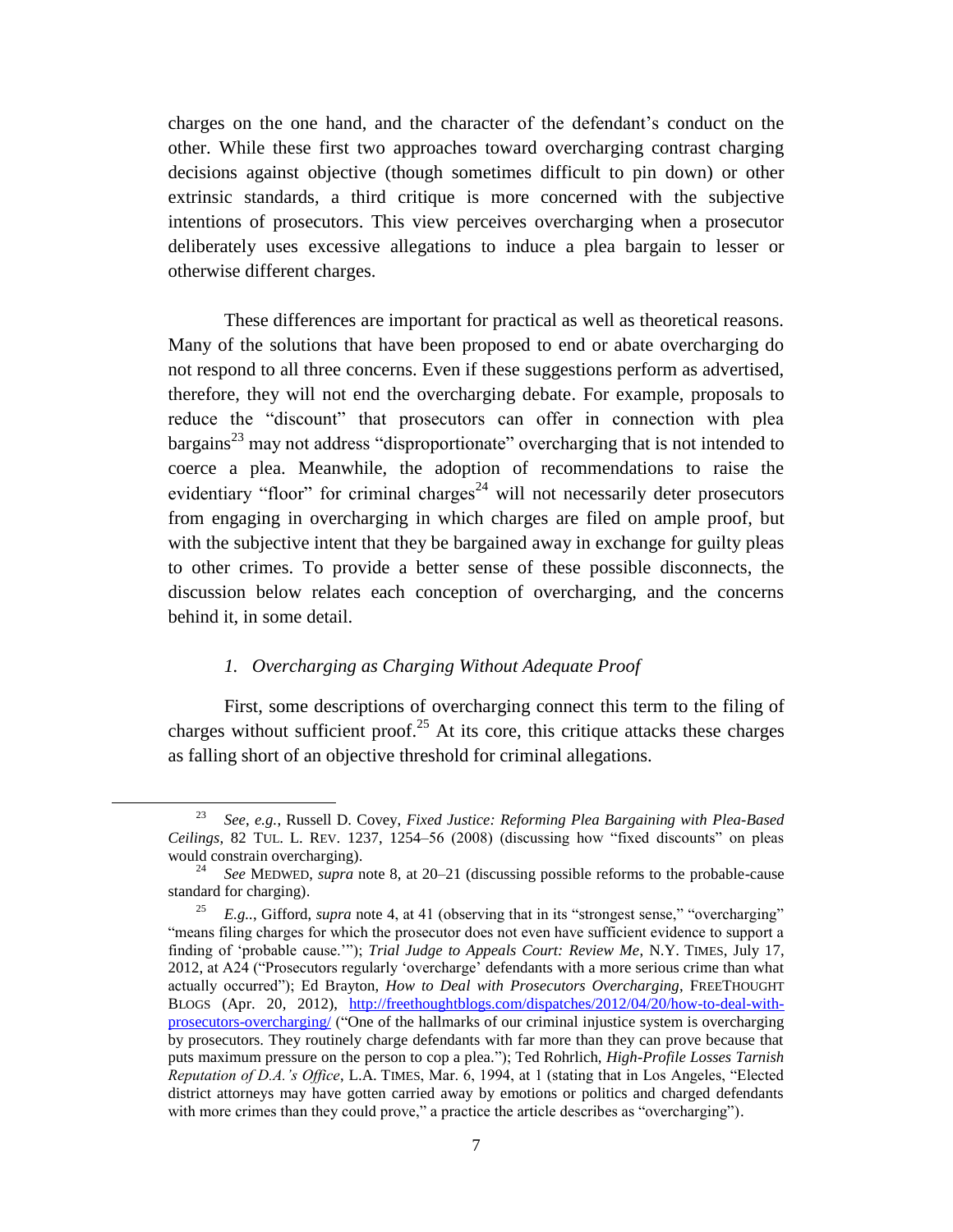charges on the one hand, and the character of the defendant's conduct on the other. While these first two approaches toward overcharging contrast charging decisions against objective (though sometimes difficult to pin down) or other extrinsic standards, a third critique is more concerned with the subjective intentions of prosecutors. This view perceives overcharging when a prosecutor deliberately uses excessive allegations to induce a plea bargain to lesser or otherwise different charges.

These differences are important for practical as well as theoretical reasons. Many of the solutions that have been proposed to end or abate overcharging do not respond to all three concerns. Even if these suggestions perform as advertised, therefore, they will not end the overcharging debate. For example, proposals to reduce the "discount" that prosecutors can offer in connection with plea bargains[23] may not address "disproportionate" overcharging that is not intended to coerce a plea. Meanwhile, the adoption of recommendations to raise the evidentiary "floor" for criminal charges[24] will not necessarily deter prosecutors from engaging in overcharging in which charges are filed on ample proof, but with the subjective intent that they be bargained away in exchange for guilty pleas to other crimes. To provide a better sense of these possible disconnects, the discussion below relates each conception of overcharging, and the concerns behind it, in some detail.

### *1. Overcharging as Charging Without Adequate Proof*

First, some descriptions of overcharging connect this term to the filing of charges without sufficient proof.[25] At its core, this critique attacks these charges as falling short of an objective threshold for criminal allegations.

---

[23] *See, e.g.*, Russell D. Covey, *Fixed Justice: Reforming Plea Bargaining with Plea-Based Ceilings*, 82 TUL. L. REV. 1237, 1254–56 (2008) (discussing how "fixed discounts" on pleas would constrain overcharging).

[24] *See* MEDWED, *supra* note 8, at 20–21 (discussing possible reforms to the probable-cause standard for charging).

[25] *E.g.*., Gifford, *supra* note 4, at 41 (observing that in its "strongest sense," "overcharging" "means filing charges for which the prosecutor does not even have sufficient evidence to support a finding of 'probable cause.'"); *Trial Judge to Appeals Court: Review Me*, N.Y. TIMES, July 17, 2012, at A24 ("Prosecutors regularly 'overcharge' defendants with a more serious crime than what actually occurred"); Ed Brayton, *How to Deal with Prosecutors Overcharging*, FREETHOUGHT BLOGS (Apr. 20, 2012), http://freethoughtblogs.com/dispatches/2012/04/20/how-to-deal-with-prosecutors-overcharging/ ("One of the hallmarks of our criminal injustice system is overcharging by prosecutors. They routinely charge defendants with far more than they can prove because that puts maximum pressure on the person to cop a plea."); Ted Rohrlich, *High-Profile Losses Tarnish Reputation of D.A.'s Office*, L.A. TIMES, Mar. 6, 1994, at 1 (stating that in Los Angeles, "Elected district attorneys may have gotten carried away by emotions or politics and charged defendants with more crimes than they could prove," a practice the article describes as "overcharging").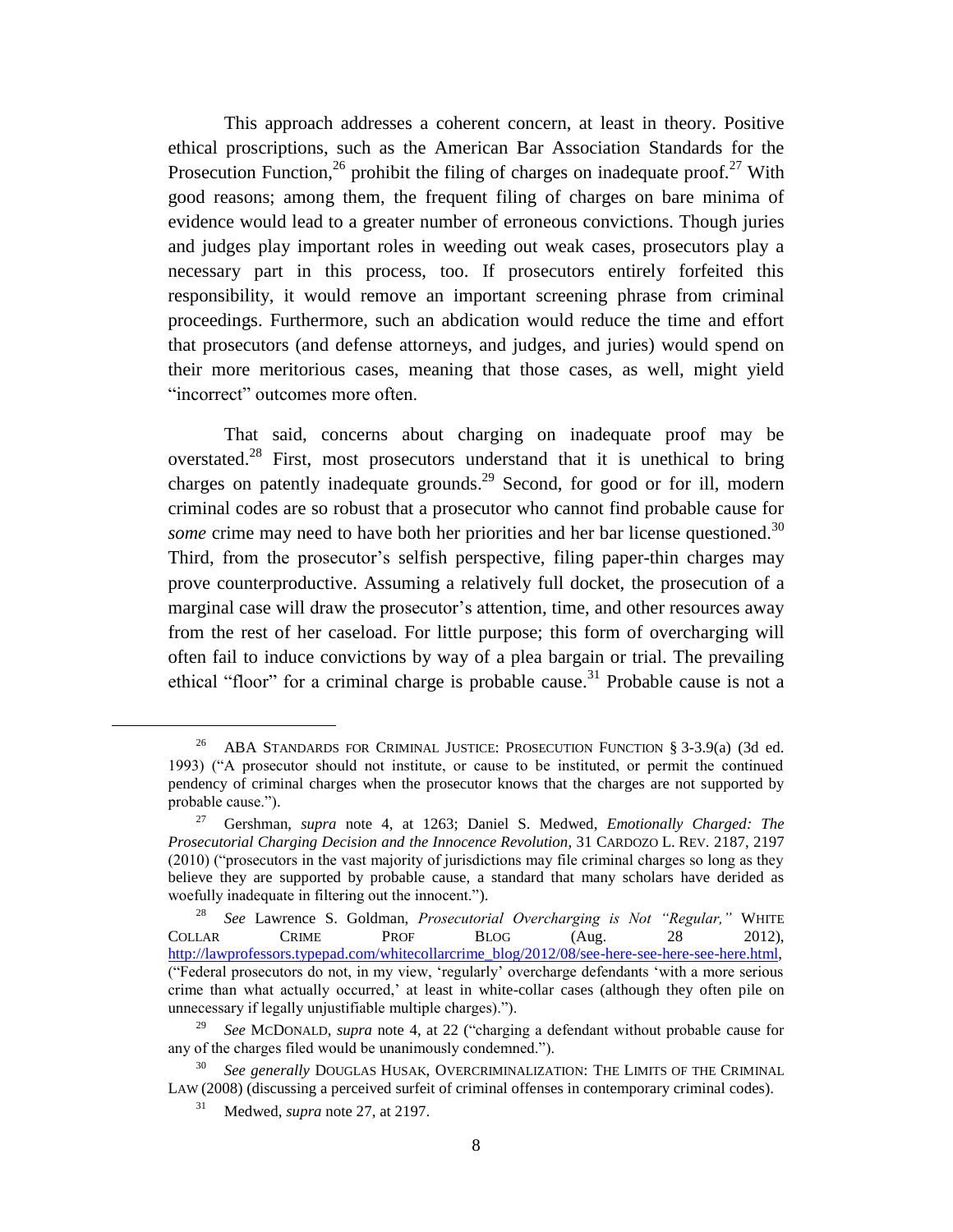This approach addresses a coherent concern, at least in theory. Positive ethical proscriptions, such as the American Bar Association Standards for the Prosecution Function,[26] prohibit the filing of charges on inadequate proof.[27] With good reasons; among them, the frequent filing of charges on bare minima of evidence would lead to a greater number of erroneous convictions. Though juries and judges play important roles in weeding out weak cases, prosecutors play a necessary part in this process, too. If prosecutors entirely forfeited this responsibility, it would remove an important screening phrase from criminal proceedings. Furthermore, such an abdication would reduce the time and effort that prosecutors (and defense attorneys, and judges, and juries) would spend on their more meritorious cases, meaning that those cases, as well, might yield "incorrect" outcomes more often.

That said, concerns about charging on inadequate proof may be overstated.[28] First, most prosecutors understand that it is unethical to bring charges on patently inadequate grounds.[29] Second, for good or for ill, modern criminal codes are so robust that a prosecutor who cannot find probable cause for *some* crime may need to have both her priorities and her bar license questioned.[30] Third, from the prosecutor's selfish perspective, filing paper-thin charges may prove counterproductive. Assuming a relatively full docket, the prosecution of a marginal case will draw the prosecutor's attention, time, and other resources away from the rest of her caseload. For little purpose; this form of overcharging will often fail to induce convictions by way of a plea bargain or trial. The prevailing ethical "floor" for a criminal charge is probable cause.[31] Probable cause is not a

---

[26] ABA STANDARDS FOR CRIMINAL JUSTICE: PROSECUTION FUNCTION § 3-3.9(a) (3d ed. 1993) ("A prosecutor should not institute, or cause to be instituted, or permit the continued pendency of criminal charges when the prosecutor knows that the charges are not supported by probable cause.").

[27] Gershman, *supra* note 4, at 1263; Daniel S. Medwed, *Emotionally Charged: The Prosecutorial Charging Decision and the Innocence Revolution*, 31 CARDOZO L. REV. 2187, 2197 (2010) ("prosecutors in the vast majority of jurisdictions may file criminal charges so long as they believe they are supported by probable cause, a standard that many scholars have derided as woefully inadequate in filtering out the innocent.").

[28] *See* Lawrence S. Goldman, *Prosecutorial Overcharging is Not "Regular,"* WHITE COLLAR CRIME PROF BLOG (Aug. 28 2012), http://lawprofessors.typepad.com/whitecollarcrime_blog/2012/08/see-here-see-here-see-here.html, ("Federal prosecutors do not, in my view, 'regularly' overcharge defendants 'with a more serious crime than what actually occurred,' at least in white-collar cases (although they often pile on unnecessary if legally unjustifiable multiple charges).").

[29] *See* MCDONALD, *supra* note 4, at 22 ("charging a defendant without probable cause for any of the charges filed would be unanimously condemned.").

[30] *See generally* DOUGLAS HUSAK, OVERCRIMINALIZATION: THE LIMITS OF THE CRIMINAL LAW (2008) (discussing a perceived surfeit of criminal offenses in contemporary criminal codes).

[31] Medwed, *supra* note 27, at 2197.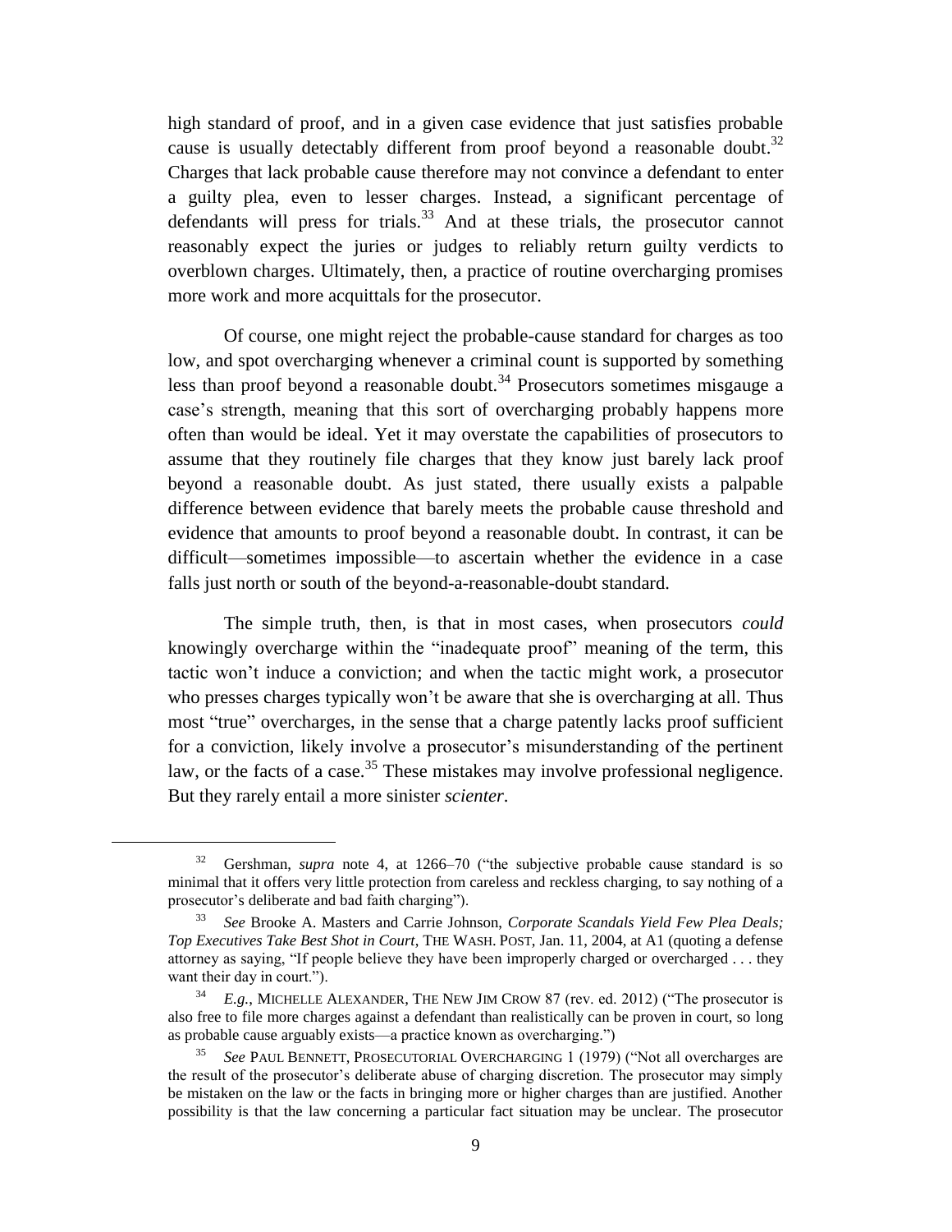high standard of proof, and in a given case evidence that just satisfies probable cause is usually detectably different from proof beyond a reasonable doubt.[32] Charges that lack probable cause therefore may not convince a defendant to enter a guilty plea, even to lesser charges. Instead, a significant percentage of defendants will press for trials.[33] And at these trials, the prosecutor cannot reasonably expect the juries or judges to reliably return guilty verdicts to overblown charges. Ultimately, then, a practice of routine overcharging promises more work and more acquittals for the prosecutor.

Of course, one might reject the probable-cause standard for charges as too low, and spot overcharging whenever a criminal count is supported by something less than proof beyond a reasonable doubt.[34] Prosecutors sometimes misgauge a case's strength, meaning that this sort of overcharging probably happens more often than would be ideal. Yet it may overstate the capabilities of prosecutors to assume that they routinely file charges that they know just barely lack proof beyond a reasonable doubt. As just stated, there usually exists a palpable difference between evidence that barely meets the probable cause threshold and evidence that amounts to proof beyond a reasonable doubt. In contrast, it can be difficult—sometimes impossible—to ascertain whether the evidence in a case falls just north or south of the beyond-a-reasonable-doubt standard.

The simple truth, then, is that in most cases, when prosecutors *could* knowingly overcharge within the "inadequate proof" meaning of the term, this tactic won't induce a conviction; and when the tactic might work, a prosecutor who presses charges typically won't be aware that she is overcharging at all. Thus most "true" overcharges, in the sense that a charge patently lacks proof sufficient for a conviction, likely involve a prosecutor's misunderstanding of the pertinent law, or the facts of a case.[35] These mistakes may involve professional negligence. But they rarely entail a more sinister *scienter*.

---

[32] Gershman, *supra* note 4, at 1266–70 ("the subjective probable cause standard is so minimal that it offers very little protection from careless and reckless charging, to say nothing of a prosecutor's deliberate and bad faith charging").

[33] *See* Brooke A. Masters and Carrie Johnson, *Corporate Scandals Yield Few Plea Deals; Top Executives Take Best Shot in Court*, THE WASH. POST, Jan. 11, 2004, at A1 (quoting a defense attorney as saying, "If people believe they have been improperly charged or overcharged . . . they want their day in court.").

[34] *E.g.*, MICHELLE ALEXANDER, THE NEW JIM CROW 87 (rev. ed. 2012) ("The prosecutor is also free to file more charges against a defendant than realistically can be proven in court, so long as probable cause arguably exists—a practice known as overcharging.")

[35] *See* PAUL BENNETT, PROSECUTORIAL OVERCHARGING 1 (1979) ("Not all overcharges are the result of the prosecutor's deliberate abuse of charging discretion. The prosecutor may simply be mistaken on the law or the facts in bringing more or higher charges than are justified. Another possibility is that the law concerning a particular fact situation may be unclear. The prosecutor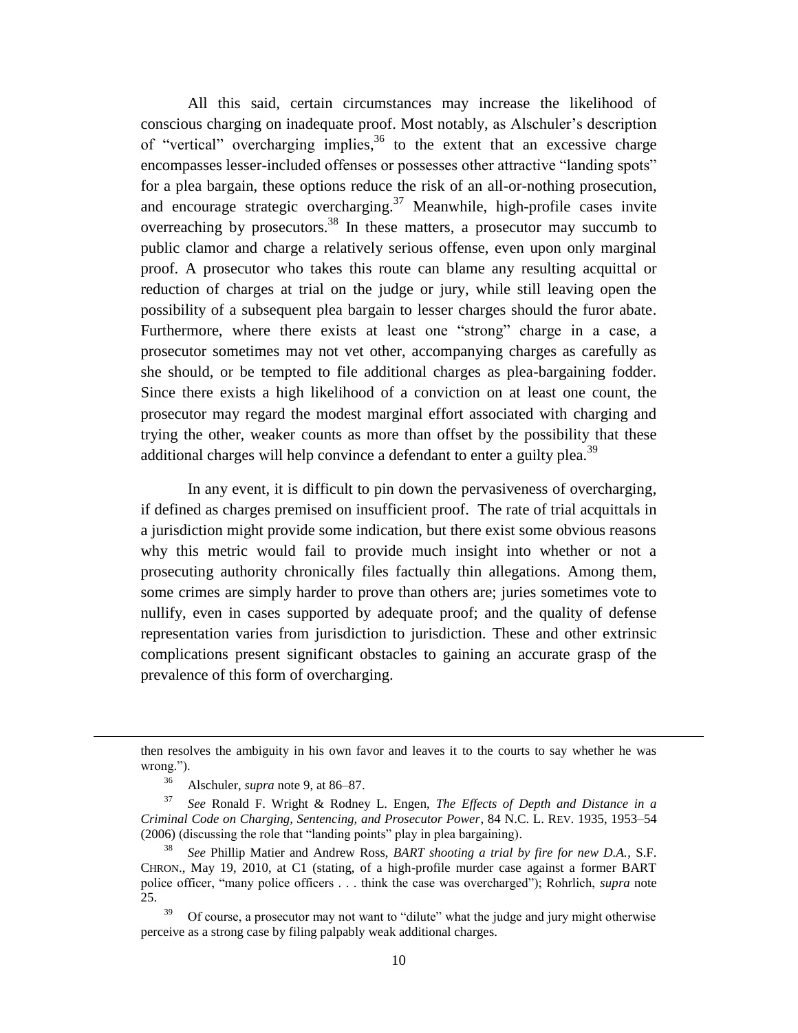All this said, certain circumstances may increase the likelihood of conscious charging on inadequate proof. Most notably, as Alschuler's description of "vertical" overcharging implies,[36] to the extent that an excessive charge encompasses lesser-included offenses or possesses other attractive "landing spots" for a plea bargain, these options reduce the risk of an all-or-nothing prosecution, and encourage strategic overcharging.[37] Meanwhile, high-profile cases invite overreaching by prosecutors.[38] In these matters, a prosecutor may succumb to public clamor and charge a relatively serious offense, even upon only marginal proof. A prosecutor who takes this route can blame any resulting acquittal or reduction of charges at trial on the judge or jury, while still leaving open the possibility of a subsequent plea bargain to lesser charges should the furor abate. Furthermore, where there exists at least one "strong" charge in a case, a prosecutor sometimes may not vet other, accompanying charges as carefully as she should, or be tempted to file additional charges as plea-bargaining fodder. Since there exists a high likelihood of a conviction on at least one count, the prosecutor may regard the modest marginal effort associated with charging and trying the other, weaker counts as more than offset by the possibility that these additional charges will help convince a defendant to enter a guilty plea.[39]

In any event, it is difficult to pin down the pervasiveness of overcharging, if defined as charges premised on insufficient proof. The rate of trial acquittals in a jurisdiction might provide some indication, but there exist some obvious reasons why this metric would fail to provide much insight into whether or not a prosecuting authority chronically files factually thin allegations. Among them, some crimes are simply harder to prove than others are; juries sometimes vote to nullify, even in cases supported by adequate proof; and the quality of defense representation varies from jurisdiction to jurisdiction. These and other extrinsic complications present significant obstacles to gaining an accurate grasp of the prevalence of this form of overcharging.

---

then resolves the ambiguity in his own favor and leaves it to the courts to say whether he was wrong.").

[36] Alschuler, *supra* note 9, at 86–87.

[37] *See* Ronald F. Wright & Rodney L. Engen, *The Effects of Depth and Distance in a Criminal Code on Charging, Sentencing, and Prosecutor Power*, 84 N.C. L. REV. 1935, 1953–54 (2006) (discussing the role that "landing points" play in plea bargaining).

[38] *See* Phillip Matier and Andrew Ross, *BART shooting a trial by fire for new D.A.*, S.F. CHRON., May 19, 2010, at C1 (stating, of a high-profile murder case against a former BART police officer, "many police officers . . . think the case was overcharged"); Rohrlich, *supra* note 25.

[39] Of course, a prosecutor may not want to "dilute" what the judge and jury might otherwise perceive as a strong case by filing palpably weak additional charges.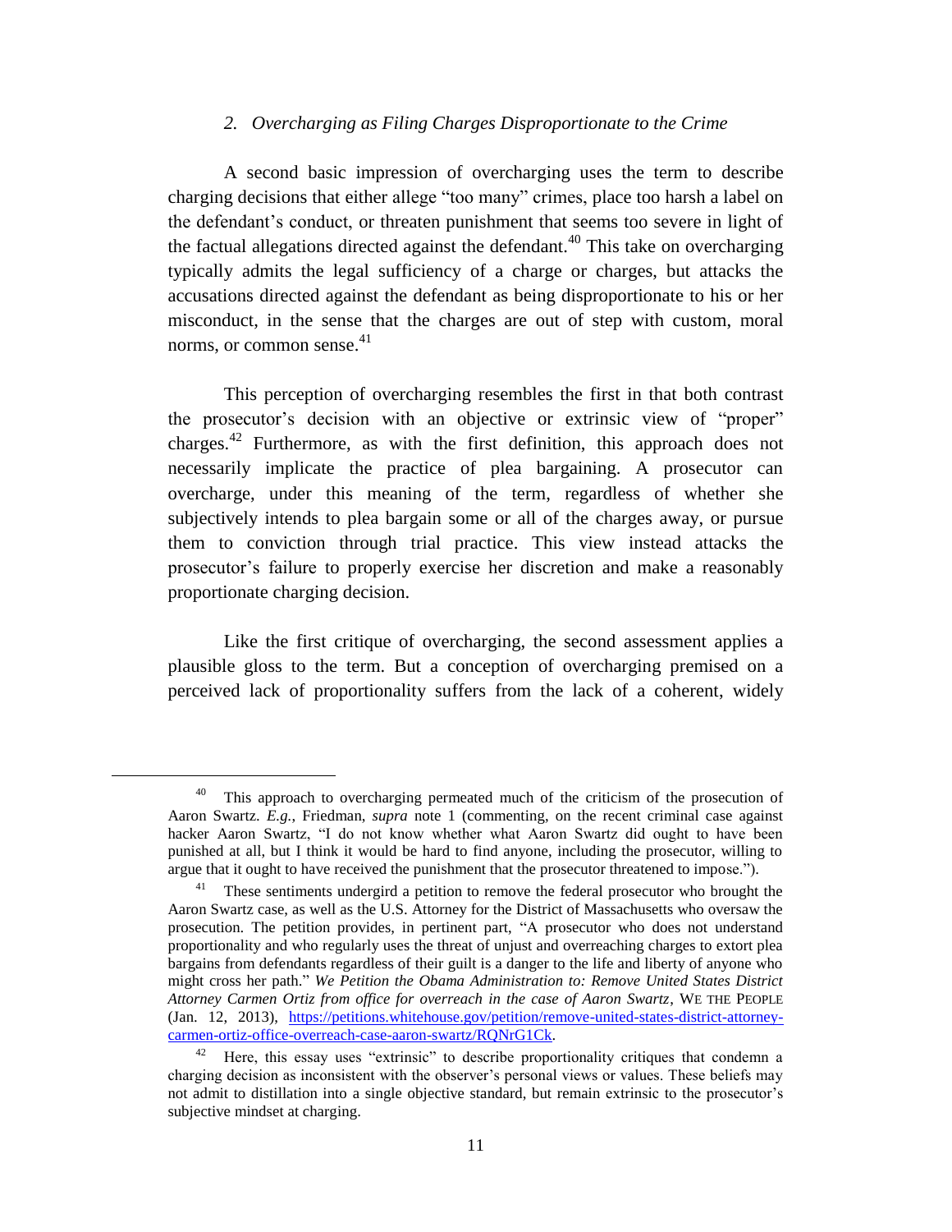### *2. Overcharging as Filing Charges Disproportionate to the Crime*

A second basic impression of overcharging uses the term to describe charging decisions that either allege "too many" crimes, place too harsh a label on the defendant's conduct, or threaten punishment that seems too severe in light of the factual allegations directed against the defendant.[40] This take on overcharging typically admits the legal sufficiency of a charge or charges, but attacks the accusations directed against the defendant as being disproportionate to his or her misconduct, in the sense that the charges are out of step with custom, moral norms, or common sense.[41]

This perception of overcharging resembles the first in that both contrast the prosecutor's decision with an objective or extrinsic view of "proper" charges.[42] Furthermore, as with the first definition, this approach does not necessarily implicate the practice of plea bargaining. A prosecutor can overcharge, under this meaning of the term, regardless of whether she subjectively intends to plea bargain some or all of the charges away, or pursue them to conviction through trial practice. This view instead attacks the prosecutor's failure to properly exercise her discretion and make a reasonably proportionate charging decision.

Like the first critique of overcharging, the second assessment applies a plausible gloss to the term. But a conception of overcharging premised on a perceived lack of proportionality suffers from the lack of a coherent, widely

---

[40] This approach to overcharging permeated much of the criticism of the prosecution of Aaron Swartz. *E.g.*, Friedman, *supra* note 1 (commenting, on the recent criminal case against hacker Aaron Swartz, "I do not know whether what Aaron Swartz did ought to have been punished at all, but I think it would be hard to find anyone, including the prosecutor, willing to argue that it ought to have received the punishment that the prosecutor threatened to impose.").

[41] These sentiments undergird a petition to remove the federal prosecutor who brought the Aaron Swartz case, as well as the U.S. Attorney for the District of Massachusetts who oversaw the prosecution. The petition provides, in pertinent part, "A prosecutor who does not understand proportionality and who regularly uses the threat of unjust and overreaching charges to extort plea bargains from defendants regardless of their guilt is a danger to the life and liberty of anyone who might cross her path." *We Petition the Obama Administration to: Remove United States District Attorney Carmen Ortiz from office for overreach in the case of Aaron Swartz*, WE THE PEOPLE (Jan. 12, 2013), https://petitions.whitehouse.gov/petition/remove-united-states-district-attorney-carmen-ortiz-office-overreach-case-aaron-swartz/RQNrG1Ck.

[42] Here, this essay uses "extrinsic" to describe proportionality critiques that condemn a charging decision as inconsistent with the observer's personal views or values. These beliefs may not admit to distillation into a single objective standard, but remain extrinsic to the prosecutor's subjective mindset at charging.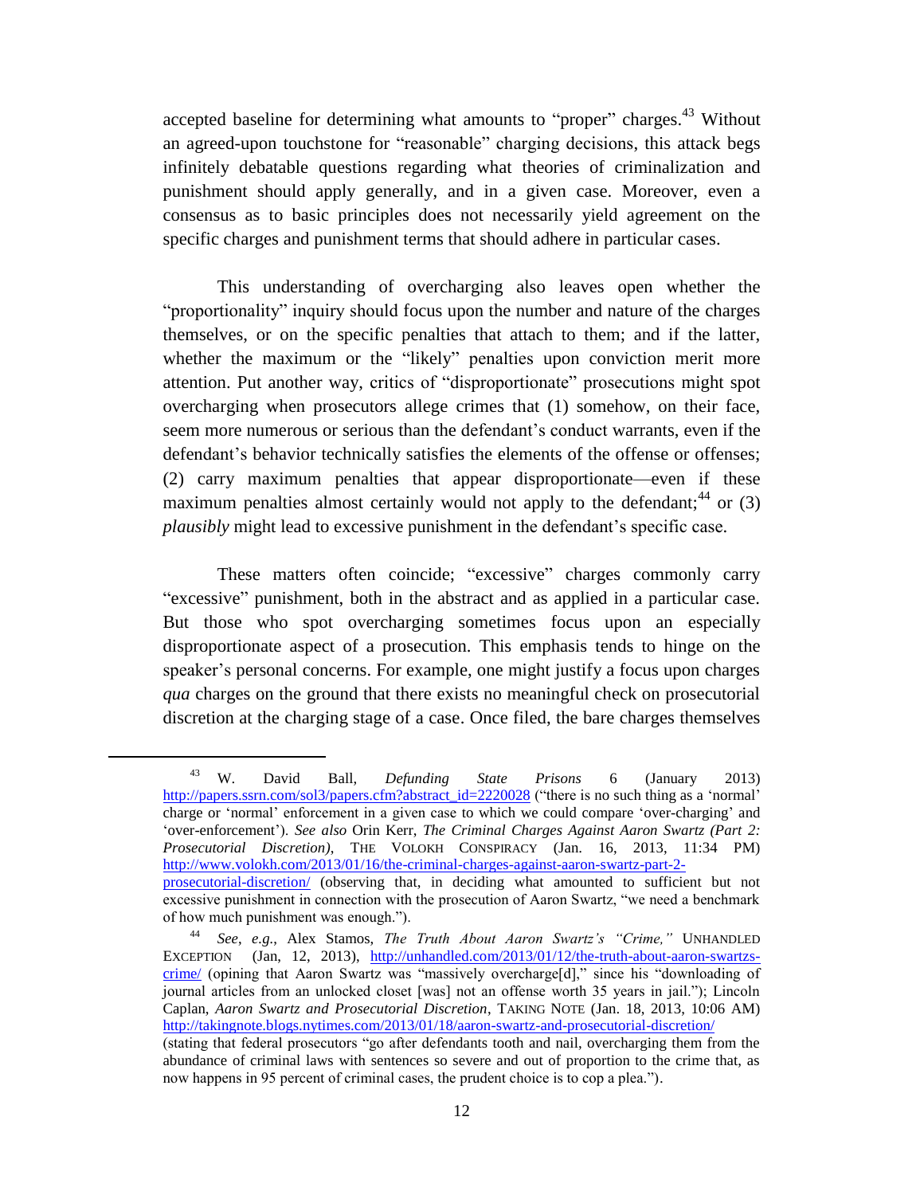accepted baseline for determining what amounts to "proper" charges.[43] Without an agreed-upon touchstone for "reasonable" charging decisions, this attack begs infinitely debatable questions regarding what theories of criminalization and punishment should apply generally, and in a given case. Moreover, even a consensus as to basic principles does not necessarily yield agreement on the specific charges and punishment terms that should adhere in particular cases.

This understanding of overcharging also leaves open whether the "proportionality" inquiry should focus upon the number and nature of the charges themselves, or on the specific penalties that attach to them; and if the latter, whether the maximum or the "likely" penalties upon conviction merit more attention. Put another way, critics of "disproportionate" prosecutions might spot overcharging when prosecutors allege crimes that (1) somehow, on their face, seem more numerous or serious than the defendant's conduct warrants, even if the defendant's behavior technically satisfies the elements of the offense or offenses; (2) carry maximum penalties that appear disproportionate—even if these maximum penalties almost certainly would not apply to the defendant;[44] or (3) *plausibly* might lead to excessive punishment in the defendant's specific case.

These matters often coincide; "excessive" charges commonly carry "excessive" punishment, both in the abstract and as applied in a particular case. But those who spot overcharging sometimes focus upon an especially disproportionate aspect of a prosecution. This emphasis tends to hinge on the speaker's personal concerns. For example, one might justify a focus upon charges *qua* charges on the ground that there exists no meaningful check on prosecutorial discretion at the charging stage of a case. Once filed, the bare charges themselves

---

[43] W. David Ball, *Defunding State Prisons* 6 (January 2013) http://papers.ssrn.com/sol3/papers.cfm?abstract_id=2220028 ("there is no such thing as a 'normal' charge or 'normal' enforcement in a given case to which we could compare 'over-charging' and 'over-enforcement'). *See also* Orin Kerr, *The Criminal Charges Against Aaron Swartz (Part 2: Prosecutorial Discretion)*, THE VOLOKH CONSPIRACY (Jan. 16, 2013, 11:34 PM) http://www.volokh.com/2013/01/16/the-criminal-charges-against-aaron-swartz-part-2-prosecutorial-discretion/ (observing that, in deciding what amounted to sufficient but not excessive punishment in connection with the prosecution of Aaron Swartz, "we need a benchmark of how much punishment was enough.").

[44] *See, e.g.*, Alex Stamos, *The Truth About Aaron Swartz's "Crime,"* UNHANDLED EXCEPTION (Jan, 12, 2013), http://unhandled.com/2013/01/12/the-truth-about-aaron-swartzs-crime/ (opining that Aaron Swartz was "massively overcharge[d]," since his "downloading of journal articles from an unlocked closet [was] not an offense worth 35 years in jail."); Lincoln Caplan, *Aaron Swartz and Prosecutorial Discretion*, TAKING NOTE (Jan. 18, 2013, 10:06 AM) http://takingnote.blogs.nytimes.com/2013/01/18/aaron-swartz-and-prosecutorial-discretion/ (stating that federal prosecutors "go after defendants tooth and nail, overcharging them from the abundance of criminal laws with sentences so severe and out of proportion to the crime that, as now happens in 95 percent of criminal cases, the prudent choice is to cop a plea.").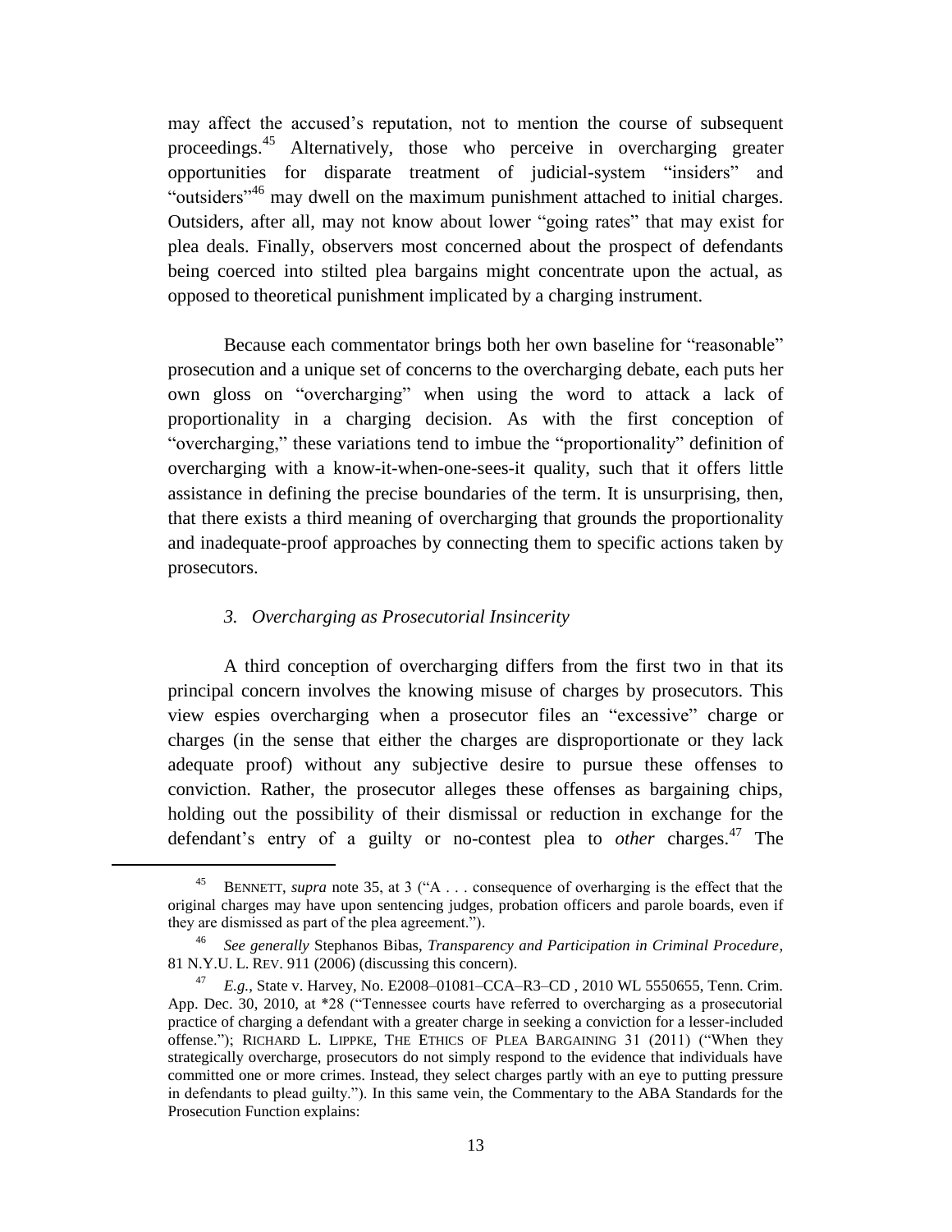may affect the accused's reputation, not to mention the course of subsequent proceedings.[45] Alternatively, those who perceive in overcharging greater opportunities for disparate treatment of judicial-system "insiders" and "outsiders"[46] may dwell on the maximum punishment attached to initial charges. Outsiders, after all, may not know about lower "going rates" that may exist for plea deals. Finally, observers most concerned about the prospect of defendants being coerced into stilted plea bargains might concentrate upon the actual, as opposed to theoretical punishment implicated by a charging instrument.

Because each commentator brings both her own baseline for "reasonable" prosecution and a unique set of concerns to the overcharging debate, each puts her own gloss on "overcharging" when using the word to attack a lack of proportionality in a charging decision. As with the first conception of "overcharging," these variations tend to imbue the "proportionality" definition of overcharging with a know-it-when-one-sees-it quality, such that it offers little assistance in defining the precise boundaries of the term. It is unsurprising, then, that there exists a third meaning of overcharging that grounds the proportionality and inadequate-proof approaches by connecting them to specific actions taken by prosecutors.

### *3. Overcharging as Prosecutorial Insincerity*

A third conception of overcharging differs from the first two in that its principal concern involves the knowing misuse of charges by prosecutors. This view espies overcharging when a prosecutor files an "excessive" charge or charges (in the sense that either the charges are disproportionate or they lack adequate proof) without any subjective desire to pursue these offenses to conviction. Rather, the prosecutor alleges these offenses as bargaining chips, holding out the possibility of their dismissal or reduction in exchange for the defendant's entry of a guilty or no-contest plea to *other* charges.[47] The

---

[45] BENNETT, *supra* note 35, at 3 ("A . . . consequence of overharging is the effect that the original charges may have upon sentencing judges, probation officers and parole boards, even if they are dismissed as part of the plea agreement.").

[46] *See generally* Stephanos Bibas, *Transparency and Participation in Criminal Procedure*, 81 N.Y.U. L. REV. 911 (2006) (discussing this concern).

[47] *E.g.*, State v. Harvey, No. E2008–01081–CCA–R3–CD , 2010 WL 5550655, Tenn. Crim. App. Dec. 30, 2010, at *28 ("Tennessee courts have referred to overcharging as a prosecutorial practice of charging a defendant with a greater charge in seeking a conviction for a lesser-included offense."); RICHARD L. LIPPKE, THE ETHICS OF PLEA BARGAINING 31 (2011) ("When they strategically overcharge, prosecutors do not simply respond to the evidence that individuals have committed one or more crimes. Instead, they select charges partly with an eye to putting pressure in defendants to plead guilty."). In this same vein, the Commentary to the ABA Standards for the Prosecution Function explains: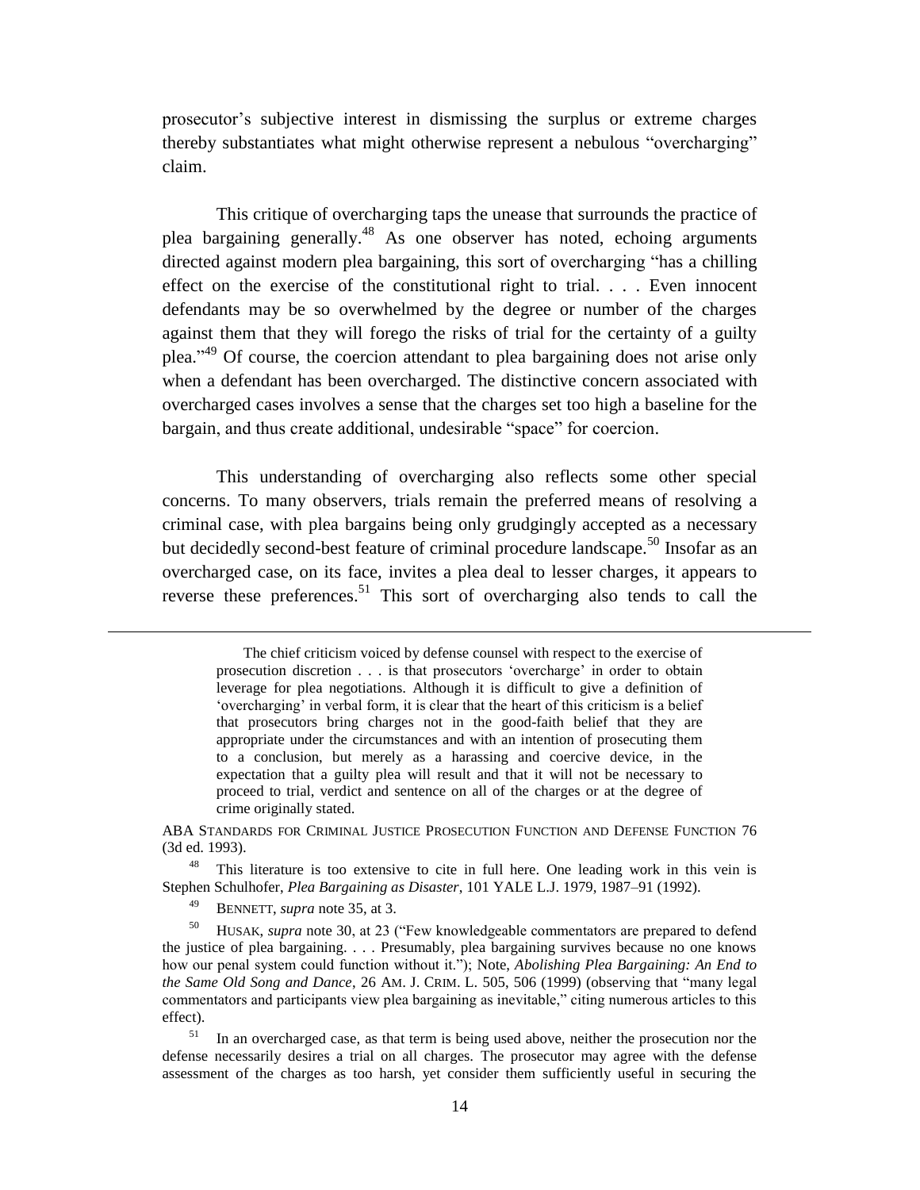prosecutor's subjective interest in dismissing the surplus or extreme charges thereby substantiates what might otherwise represent a nebulous "overcharging" claim.

This critique of overcharging taps the unease that surrounds the practice of plea bargaining generally.[48] As one observer has noted, echoing arguments directed against modern plea bargaining, this sort of overcharging "has a chilling effect on the exercise of the constitutional right to trial. . . . Even innocent defendants may be so overwhelmed by the degree or number of the charges against them that they will forego the risks of trial for the certainty of a guilty plea."[49] Of course, the coercion attendant to plea bargaining does not arise only when a defendant has been overcharged. The distinctive concern associated with overcharged cases involves a sense that the charges set too high a baseline for the bargain, and thus create additional, undesirable "space" for coercion.

This understanding of overcharging also reflects some other special concerns. To many observers, trials remain the preferred means of resolving a criminal case, with plea bargains being only grudgingly accepted as a necessary but decidedly second-best feature of criminal procedure landscape.[50] Insofar as an overcharged case, on its face, invites a plea deal to lesser charges, it appears to reverse these preferences.[51] This sort of overcharging also tends to call the

---

> The chief criticism voiced by defense counsel with respect to the exercise of prosecution discretion . . . is that prosecutors 'overcharge' in order to obtain leverage for plea negotiations. Although it is difficult to give a definition of 'overcharging' in verbal form, it is clear that the heart of this criticism is a belief that prosecutors bring charges not in the good-faith belief that they are appropriate under the circumstances and with an intention of prosecuting them to a conclusion, but merely as a harassing and coercive device, in the expectation that a guilty plea will result and that it will not be necessary to proceed to trial, verdict and sentence on all of the charges or at the degree of crime originally stated.

ABA STANDARDS FOR CRIMINAL JUSTICE PROSECUTION FUNCTION AND DEFENSE FUNCTION 76 (3d ed. 1993).

[48] This literature is too extensive to cite in full here. One leading work in this vein is Stephen Schulhofer, *Plea Bargaining as Disaster*, 101 YALE L.J. 1979, 1987–91 (1992).

[49] BENNETT, *supra* note 35, at 3.

[50] HUSAK, *supra* note 30, at 23 ("Few knowledgeable commentators are prepared to defend the justice of plea bargaining. . . . Presumably, plea bargaining survives because no one knows how our penal system could function without it."); Note, *Abolishing Plea Bargaining: An End to the Same Old Song and Dance*, 26 AM. J. CRIM. L. 505, 506 (1999) (observing that "many legal commentators and participants view plea bargaining as inevitable," citing numerous articles to this effect).

[51] In an overcharged case, as that term is being used above, neither the prosecution nor the defense necessarily desires a trial on all charges. The prosecutor may agree with the defense assessment of the charges as too harsh, yet consider them sufficiently useful in securing the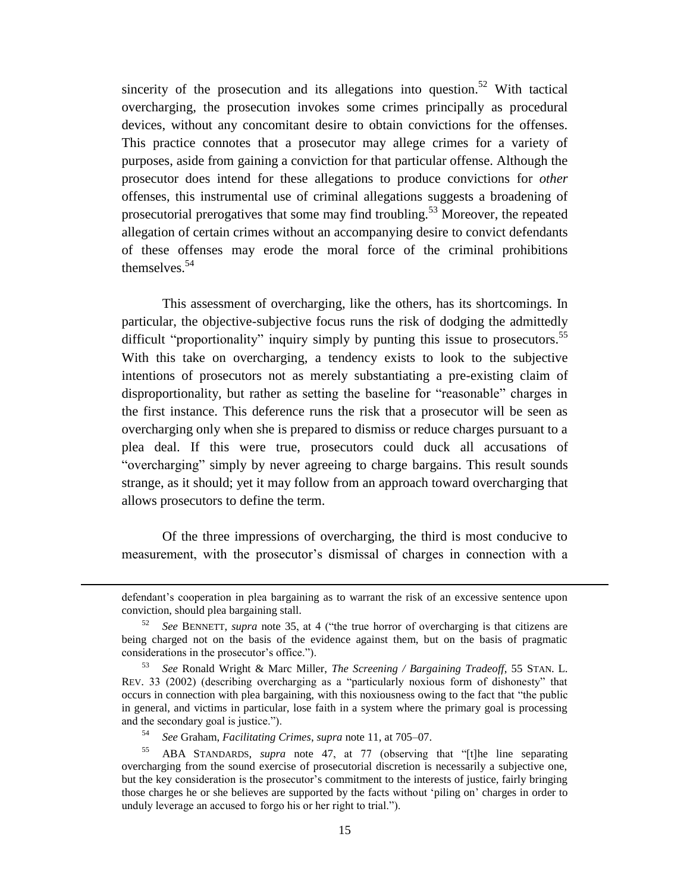sincerity of the prosecution and its allegations into question.[52] With tactical overcharging, the prosecution invokes some crimes principally as procedural devices, without any concomitant desire to obtain convictions for the offenses. This practice connotes that a prosecutor may allege crimes for a variety of purposes, aside from gaining a conviction for that particular offense. Although the prosecutor does intend for these allegations to produce convictions for *other* offenses, this instrumental use of criminal allegations suggests a broadening of prosecutorial prerogatives that some may find troubling.[53] Moreover, the repeated allegation of certain crimes without an accompanying desire to convict defendants of these offenses may erode the moral force of the criminal prohibitions themselves.[54]

This assessment of overcharging, like the others, has its shortcomings. In particular, the objective-subjective focus runs the risk of dodging the admittedly difficult "proportionality" inquiry simply by punting this issue to prosecutors.[55] With this take on overcharging, a tendency exists to look to the subjective intentions of prosecutors not as merely substantiating a pre-existing claim of disproportionality, but rather as setting the baseline for "reasonable" charges in the first instance. This deference runs the risk that a prosecutor will be seen as overcharging only when she is prepared to dismiss or reduce charges pursuant to a plea deal. If this were true, prosecutors could duck all accusations of "overcharging" simply by never agreeing to charge bargains. This result sounds strange, as it should; yet it may follow from an approach toward overcharging that allows prosecutors to define the term.

Of the three impressions of overcharging, the third is most conducive to measurement, with the prosecutor's dismissal of charges in connection with a

---

defendant's cooperation in plea bargaining as to warrant the risk of an excessive sentence upon conviction, should plea bargaining stall.

[52] *See* BENNETT, *supra* note 35, at 4 ("the true horror of overcharging is that citizens are being charged not on the basis of the evidence against them, but on the basis of pragmatic considerations in the prosecutor's office.").

[53] *See* Ronald Wright & Marc Miller, *The Screening / Bargaining Tradeoff*, 55 STAN. L. REV. 33 (2002) (describing overcharging as a "particularly noxious form of dishonesty" that occurs in connection with plea bargaining, with this noxiousness owing to the fact that "the public in general, and victims in particular, lose faith in a system where the primary goal is processing and the secondary goal is justice.").

[54] *See* Graham, *Facilitating Crimes*, *supra* note 11, at 705–07.

[55] ABA STANDARDS, *supra* note 47, at 77 (observing that "[t]he line separating overcharging from the sound exercise of prosecutorial discretion is necessarily a subjective one, but the key consideration is the prosecutor's commitment to the interests of justice, fairly bringing those charges he or she believes are supported by the facts without 'piling on' charges in order to unduly leverage an accused to forgo his or her right to trial.").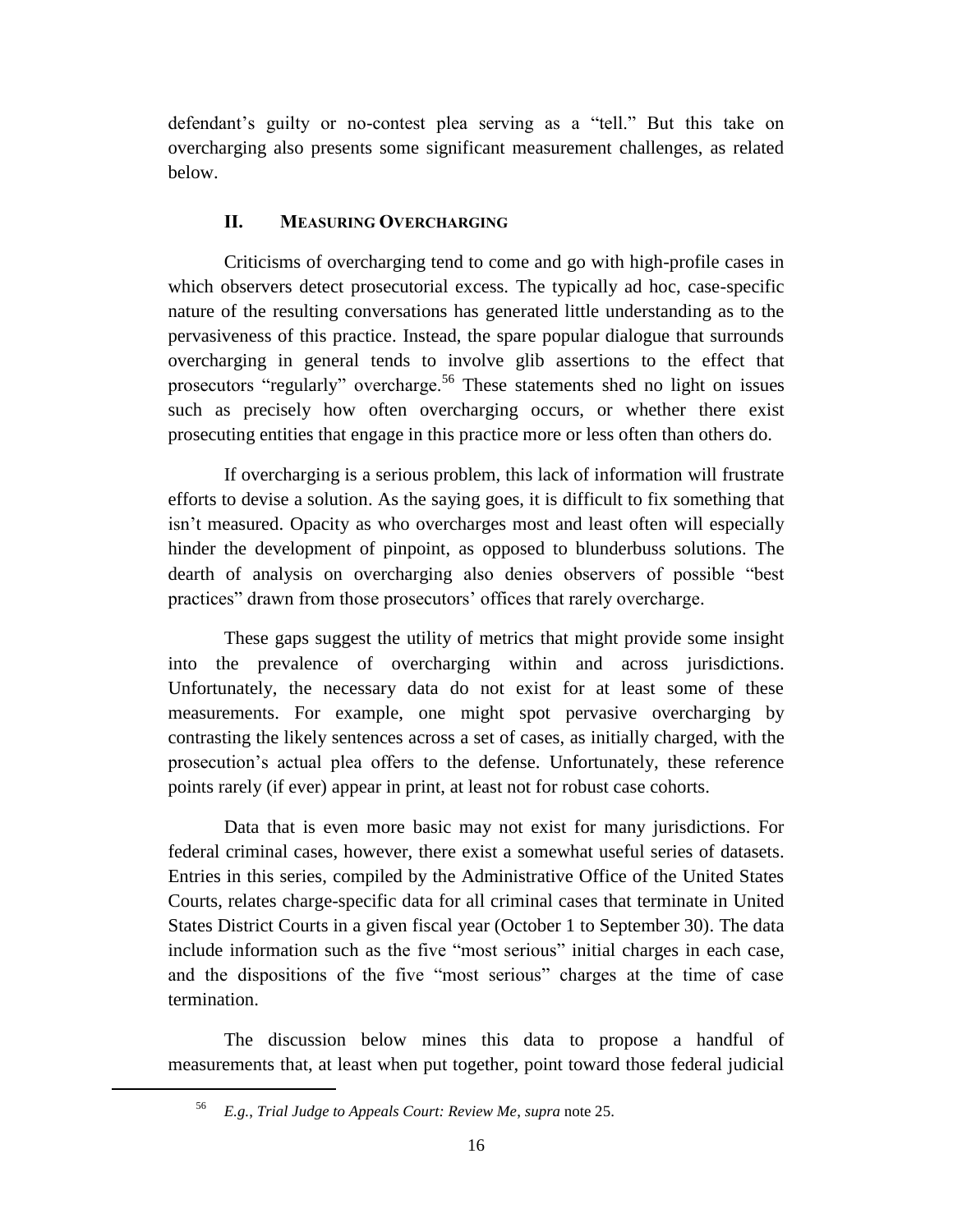defendant's guilty or no-contest plea serving as a "tell." But this take on overcharging also presents some significant measurement challenges, as related below.

## II. Measuring Overcharging

Criticisms of overcharging tend to come and go with high-profile cases in which observers detect prosecutorial excess. The typically ad hoc, case-specific nature of the resulting conversations has generated little understanding as to the pervasiveness of this practice. Instead, the spare popular dialogue that surrounds overcharging in general tends to involve glib assertions to the effect that prosecutors "regularly" overcharge.[56] These statements shed no light on issues such as precisely how often overcharging occurs, or whether there exist prosecuting entities that engage in this practice more or less often than others do.

If overcharging is a serious problem, this lack of information will frustrate efforts to devise a solution. As the saying goes, it is difficult to fix something that isn't measured. Opacity as who overcharges most and least often will especially hinder the development of pinpoint, as opposed to blunderbuss solutions. The dearth of analysis on overcharging also denies observers of possible "best practices" drawn from those prosecutors' offices that rarely overcharge.

These gaps suggest the utility of metrics that might provide some insight into the prevalence of overcharging within and across jurisdictions. Unfortunately, the necessary data do not exist for at least some of these measurements. For example, one might spot pervasive overcharging by contrasting the likely sentences across a set of cases, as initially charged, with the prosecution's actual plea offers to the defense. Unfortunately, these reference points rarely (if ever) appear in print, at least not for robust case cohorts.

Data that is even more basic may not exist for many jurisdictions. For federal criminal cases, however, there exist a somewhat useful series of datasets. Entries in this series, compiled by the Administrative Office of the United States Courts, relates charge-specific data for all criminal cases that terminate in United States District Courts in a given fiscal year (October 1 to September 30). The data include information such as the five "most serious" initial charges in each case, and the dispositions of the five "most serious" charges at the time of case termination.

The discussion below mines this data to propose a handful of measurements that, at least when put together, point toward those federal judicial

[56] *E.g.*, *Trial Judge to Appeals Court: Review Me*, *supra* note 25.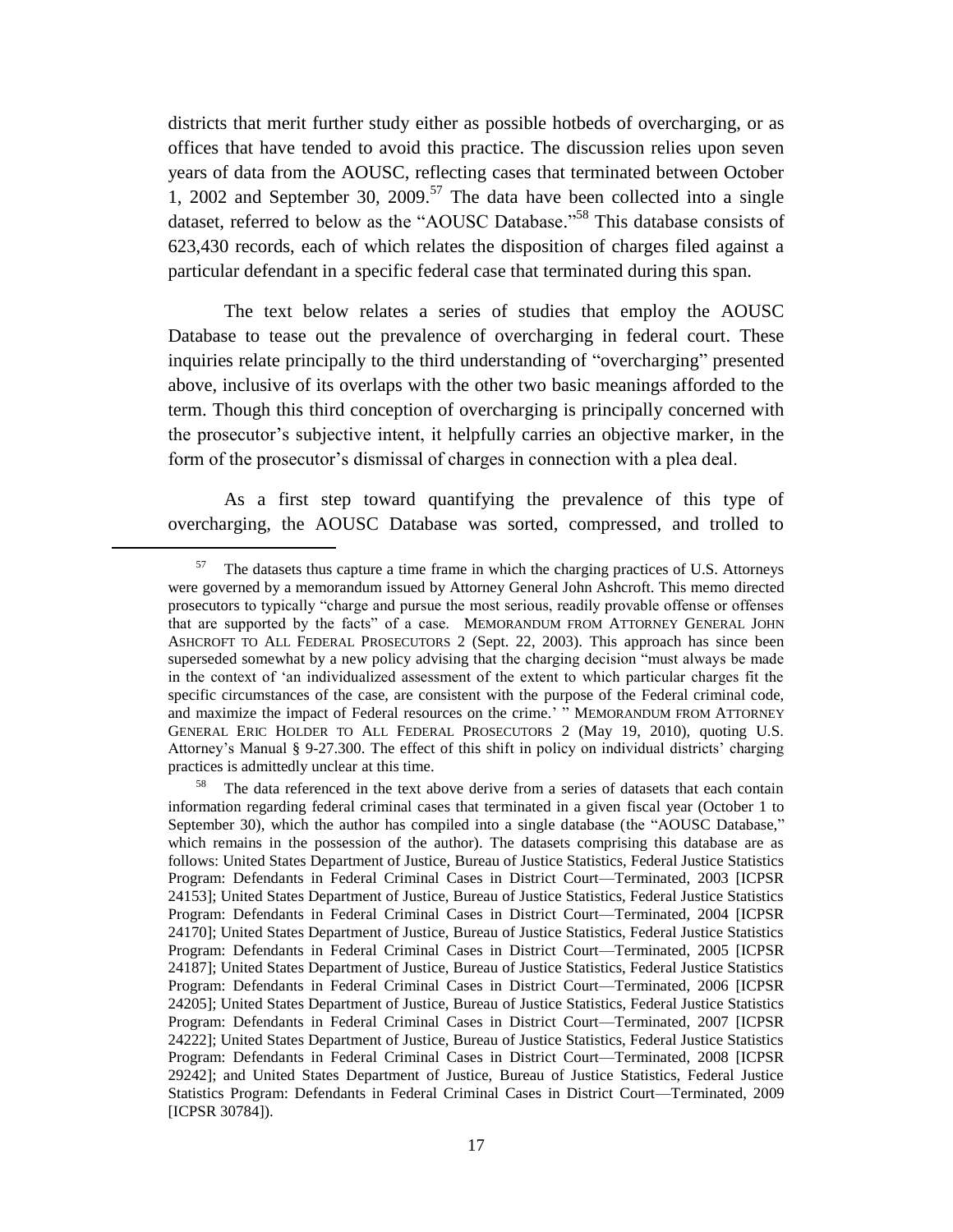districts that merit further study either as possible hotbeds of overcharging, or as offices that have tended to avoid this practice. The discussion relies upon seven years of data from the AOUSC, reflecting cases that terminated between October 1, 2002 and September 30, 2009.[57] The data have been collected into a single dataset, referred to below as the "AOUSC Database."[58] This database consists of 623,430 records, each of which relates the disposition of charges filed against a particular defendant in a specific federal case that terminated during this span.

The text below relates a series of studies that employ the AOUSC Database to tease out the prevalence of overcharging in federal court. These inquiries relate principally to the third understanding of "overcharging" presented above, inclusive of its overlaps with the other two basic meanings afforded to the term. Though this third conception of overcharging is principally concerned with the prosecutor's subjective intent, it helpfully carries an objective marker, in the form of the prosecutor's dismissal of charges in connection with a plea deal.

As a first step toward quantifying the prevalence of this type of overcharging, the AOUSC Database was sorted, compressed, and trolled to

---

[57] The datasets thus capture a time frame in which the charging practices of U.S. Attorneys were governed by a memorandum issued by Attorney General John Ashcroft. This memo directed prosecutors to typically "charge and pursue the most serious, readily provable offense or offenses that are supported by the facts" of a case. MEMORANDUM FROM ATTORNEY GENERAL JOHN ASHCROFT TO ALL FEDERAL PROSECUTORS 2 (Sept. 22, 2003). This approach has since been superseded somewhat by a new policy advising that the charging decision "must always be made in the context of 'an individualized assessment of the extent to which particular charges fit the specific circumstances of the case, are consistent with the purpose of the Federal criminal code, and maximize the impact of Federal resources on the crime.' " MEMORANDUM FROM ATTORNEY GENERAL ERIC HOLDER TO ALL FEDERAL PROSECUTORS 2 (May 19, 2010), quoting U.S. Attorney's Manual § 9-27.300. The effect of this shift in policy on individual districts' charging practices is admittedly unclear at this time.

[58] The data referenced in the text above derive from a series of datasets that each contain information regarding federal criminal cases that terminated in a given fiscal year (October 1 to September 30), which the author has compiled into a single database (the "AOUSC Database," which remains in the possession of the author). The datasets comprising this database are as follows: United States Department of Justice, Bureau of Justice Statistics, Federal Justice Statistics Program: Defendants in Federal Criminal Cases in District Court—Terminated, 2003 [ICPSR 24153]; United States Department of Justice, Bureau of Justice Statistics, Federal Justice Statistics Program: Defendants in Federal Criminal Cases in District Court—Terminated, 2004 [ICPSR 24170]; United States Department of Justice, Bureau of Justice Statistics, Federal Justice Statistics Program: Defendants in Federal Criminal Cases in District Court—Terminated, 2005 [ICPSR 24187]; United States Department of Justice, Bureau of Justice Statistics, Federal Justice Statistics Program: Defendants in Federal Criminal Cases in District Court—Terminated, 2006 [ICPSR 24205]; United States Department of Justice, Bureau of Justice Statistics, Federal Justice Statistics Program: Defendants in Federal Criminal Cases in District Court—Terminated, 2007 [ICPSR 24222]; United States Department of Justice, Bureau of Justice Statistics, Federal Justice Statistics Program: Defendants in Federal Criminal Cases in District Court—Terminated, 2008 [ICPSR 29242]; and United States Department of Justice, Bureau of Justice Statistics, Federal Justice Statistics Program: Defendants in Federal Criminal Cases in District Court—Terminated, 2009 [ICPSR 30784]).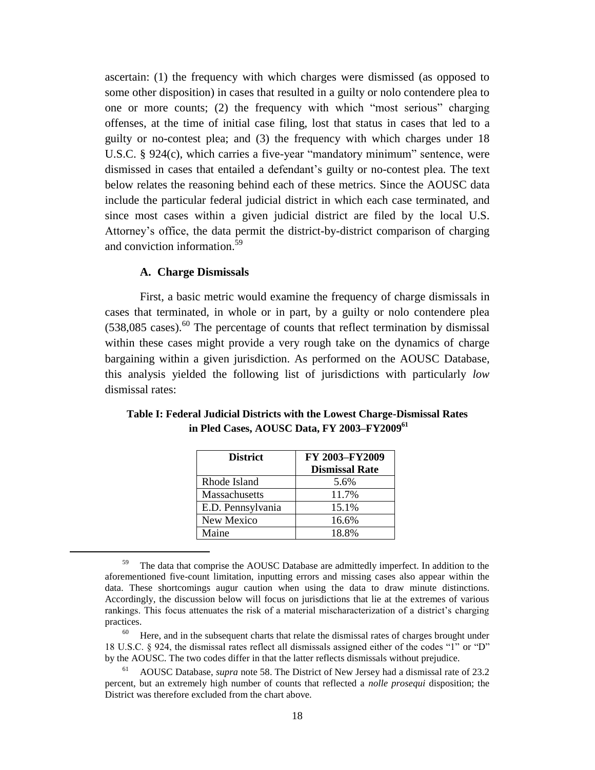ascertain: (1) the frequency with which charges were dismissed (as opposed to some other disposition) in cases that resulted in a guilty or nolo contendere plea to one or more counts; (2) the frequency with which "most serious" charging offenses, at the time of initial case filing, lost that status in cases that led to a guilty or no-contest plea; and (3) the frequency with which charges under 18 U.S.C. § 924(c), which carries a five-year "mandatory minimum" sentence, were dismissed in cases that entailed a defendant's guilty or no-contest plea. The text below relates the reasoning behind each of these metrics. Since the AOUSC data include the particular federal judicial district in which each case terminated, and since most cases within a given judicial district are filed by the local U.S. Attorney's office, the data permit the district-by-district comparison of charging and conviction information.[59]

### A. Charge Dismissals

First, a basic metric would examine the frequency of charge dismissals in cases that terminated, in whole or in part, by a guilty or nolo contendere plea (538,085 cases).[60] The percentage of counts that reflect termination by dismissal within these cases might provide a very rough take on the dynamics of charge bargaining within a given jurisdiction. As performed on the AOUSC Database, this analysis yielded the following list of jurisdictions with particularly *low* dismissal rates:

**Table I: Federal Judicial Districts with the Lowest Charge-Dismissal Rates in Pled Cases, AOUSC Data, FY 2003–FY2009[61]**

| District | FY 2003–FY2009 Dismissal Rate |
|---|---|
| Rhode Island | 5.6% |
| Massachusetts | 11.7% |
| E.D. Pennsylvania | 15.1% |
| New Mexico | 16.6% |
| Maine | 18.8% |

---

[59] The data that comprise the AOUSC Database are admittedly imperfect. In addition to the aforementioned five-count limitation, inputting errors and missing cases also appear within the data. These shortcomings augur caution when using the data to draw minute distinctions. Accordingly, the discussion below will focus on jurisdictions that lie at the extremes of various rankings. This focus attenuates the risk of a material mischaracterization of a district's charging practices.

[60] Here, and in the subsequent charts that relate the dismissal rates of charges brought under 18 U.S.C. § 924, the dismissal rates reflect all dismissals assigned either of the codes "1" or "D" by the AOUSC. The two codes differ in that the latter reflects dismissals without prejudice.

[61] AOUSC Database, *supra* note 58. The District of New Jersey had a dismissal rate of 23.2 percent, but an extremely high number of counts that reflected a *nolle prosequi* disposition; the District was therefore excluded from the chart above.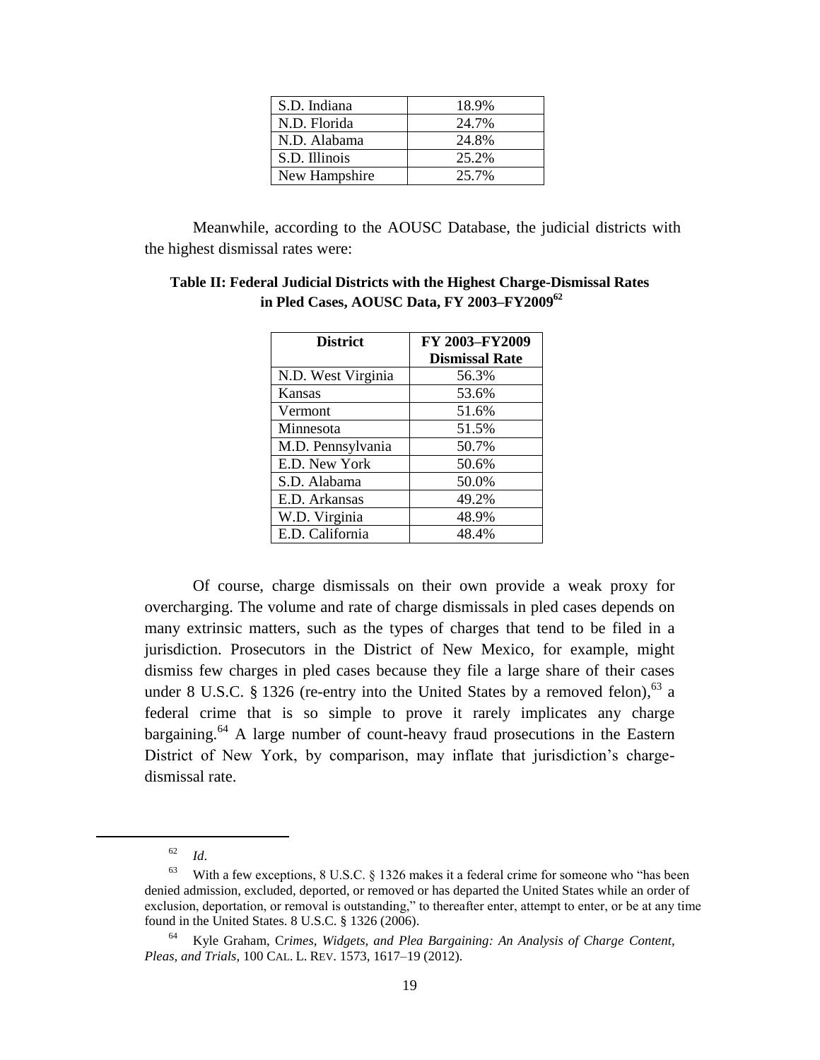| S.D. Indiana | 18.9% |
|---|---|
| N.D. Florida | 24.7% |
| N.D. Alabama | 24.8% |
| S.D. Illinois | 25.2% |
| New Hampshire | 25.7% |

Meanwhile, according to the AOUSC Database, the judicial districts with the highest dismissal rates were:

**Table II: Federal Judicial Districts with the Highest Charge-Dismissal Rates in Pled Cases, AOUSC Data, FY 2003–FY2009[62]**

| District | FY 2003–FY2009 Dismissal Rate |
|---|---|
| N.D. West Virginia | 56.3% |
| Kansas | 53.6% |
| Vermont | 51.6% |
| Minnesota | 51.5% |
| M.D. Pennsylvania | 50.7% |
| E.D. New York | 50.6% |
| S.D. Alabama | 50.0% |
| E.D. Arkansas | 49.2% |
| W.D. Virginia | 48.9% |
| E.D. California | 48.4% |

Of course, charge dismissals on their own provide a weak proxy for overcharging. The volume and rate of charge dismissals in pled cases depends on many extrinsic matters, such as the types of charges that tend to be filed in a jurisdiction. Prosecutors in the District of New Mexico, for example, might dismiss few charges in pled cases because they file a large share of their cases under 8 U.S.C. § 1326 (re-entry into the United States by a removed felon),[63] a federal crime that is so simple to prove it rarely implicates any charge bargaining.[64] A large number of count-heavy fraud prosecutions in the Eastern District of New York, by comparison, may inflate that jurisdiction's charge-dismissal rate.

---

[62] *Id*.

[63] With a few exceptions, 8 U.S.C. § 1326 makes it a federal crime for someone who "has been denied admission, excluded, deported, or removed or has departed the United States while an order of exclusion, deportation, or removal is outstanding," to thereafter enter, attempt to enter, or be at any time found in the United States. 8 U.S.C. § 1326 (2006).

[64] Kyle Graham, *Crimes, Widgets, and Plea Bargaining: An Analysis of Charge Content, Pleas, and Trials*, 100 CAL. L. REV. 1573, 1617–19 (2012).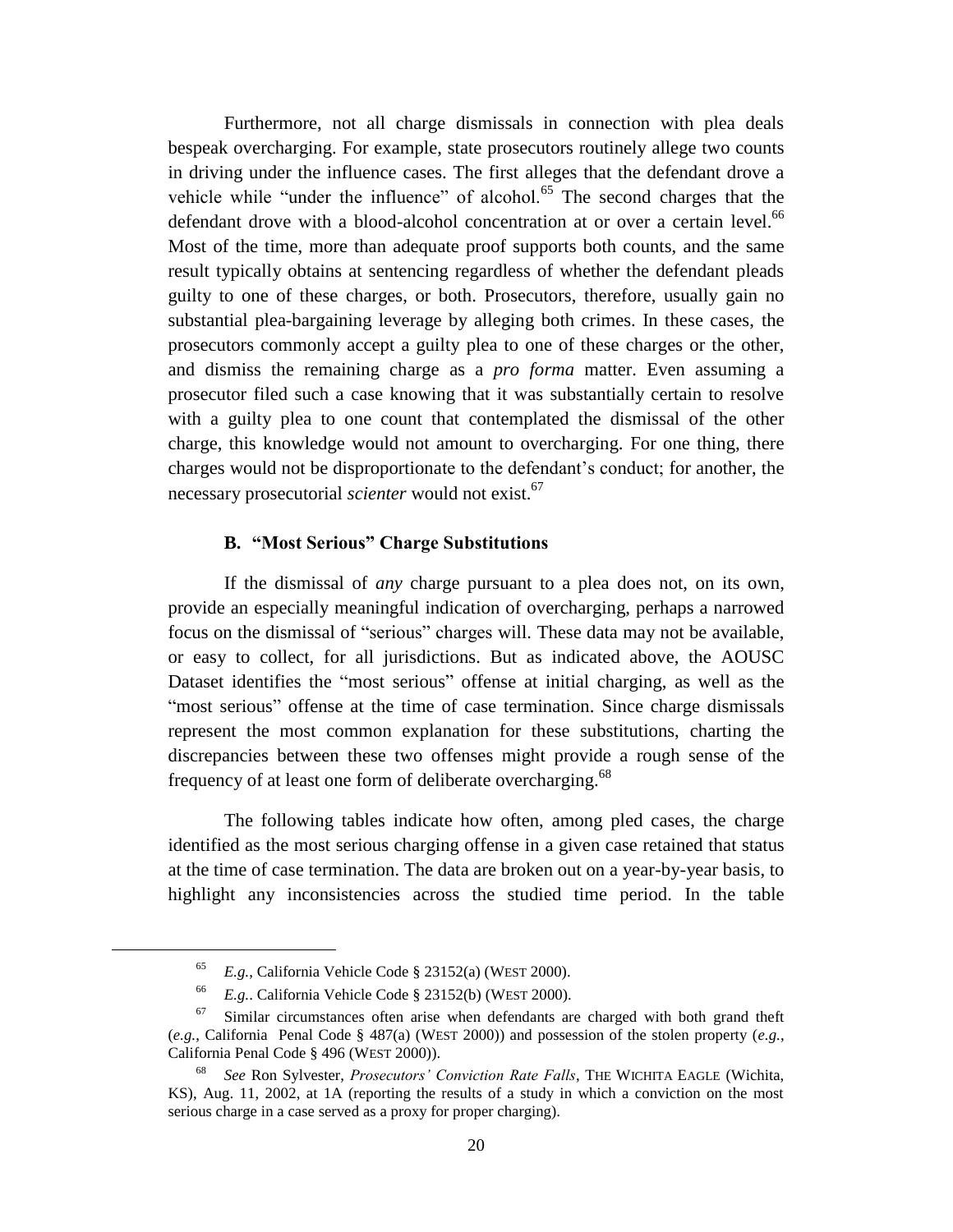Furthermore, not all charge dismissals in connection with plea deals bespeak overcharging. For example, state prosecutors routinely allege two counts in driving under the influence cases. The first alleges that the defendant drove a vehicle while "under the influence" of alcohol.[65] The second charges that the defendant drove with a blood-alcohol concentration at or over a certain level.[66] Most of the time, more than adequate proof supports both counts, and the same result typically obtains at sentencing regardless of whether the defendant pleads guilty to one of these charges, or both. Prosecutors, therefore, usually gain no substantial plea-bargaining leverage by alleging both crimes. In these cases, the prosecutors commonly accept a guilty plea to one of these charges or the other, and dismiss the remaining charge as a *pro forma* matter. Even assuming a prosecutor filed such a case knowing that it was substantially certain to resolve with a guilty plea to one count that contemplated the dismissal of the other charge, this knowledge would not amount to overcharging. For one thing, there charges would not be disproportionate to the defendant's conduct; for another, the necessary prosecutorial *scienter* would not exist.[67]

### B. "Most Serious" Charge Substitutions

If the dismissal of *any* charge pursuant to a plea does not, on its own, provide an especially meaningful indication of overcharging, perhaps a narrowed focus on the dismissal of "serious" charges will. These data may not be available, or easy to collect, for all jurisdictions. But as indicated above, the AOUSC Dataset identifies the "most serious" offense at initial charging, as well as the "most serious" offense at the time of case termination. Since charge dismissals represent the most common explanation for these substitutions, charting the discrepancies between these two offenses might provide a rough sense of the frequency of at least one form of deliberate overcharging.[68]

The following tables indicate how often, among pled cases, the charge identified as the most serious charging offense in a given case retained that status at the time of case termination. The data are broken out on a year-by-year basis, to highlight any inconsistencies across the studied time period. In the table

---

[65] *E.g.*, California Vehicle Code § 23152(a) (WEST 2000).

[66] *E.g.*. California Vehicle Code § 23152(b) (WEST 2000).

[67] Similar circumstances often arise when defendants are charged with both grand theft (*e.g.*, California Penal Code § 487(a) (WEST 2000)) and possession of the stolen property (*e.g.*, California Penal Code § 496 (WEST 2000)).

[68] *See* Ron Sylvester, *Prosecutors' Conviction Rate Falls*, THE WICHITA EAGLE (Wichita, KS), Aug. 11, 2002, at 1A (reporting the results of a study in which a conviction on the most serious charge in a case served as a proxy for proper charging).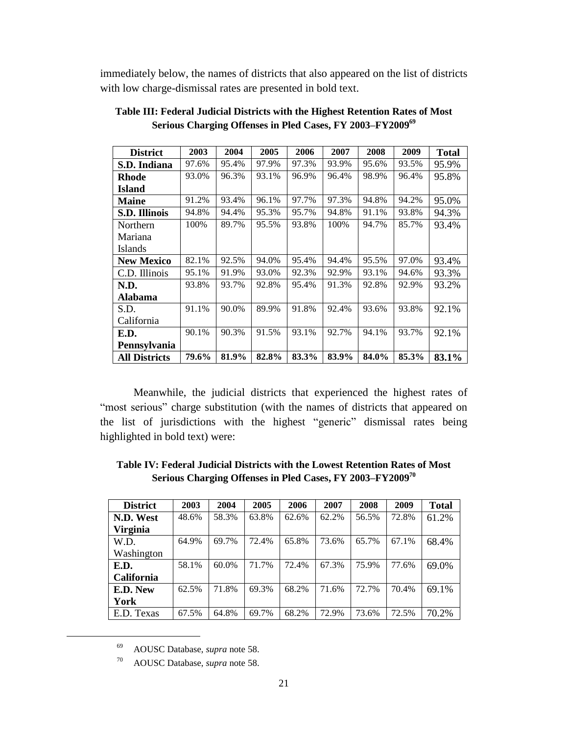immediately below, the names of districts that also appeared on the list of districts with low charge-dismissal rates are presented in bold text.

**Table III: Federal Judicial Districts with the Highest Retention Rates of Most Serious Charging Offenses in Pled Cases, FY 2003–FY2009[69]**

| District | 2003 | 2004 | 2005 | 2006 | 2007 | 2008 | 2009 | Total |
|---|---|---|---|---|---|---|---|---|
| **S.D. Indiana** | 97.6% | 95.4% | 97.9% | 97.3% | 93.9% | 95.6% | 93.5% | 95.9% |
| **Rhode Island** | 93.0% | 96.3% | 93.1% | 96.9% | 96.4% | 98.9% | 96.4% | 95.8% |
| **Maine** | 91.2% | 93.4% | 96.1% | 97.7% | 97.3% | 94.8% | 94.2% | 95.0% |
| **S.D. Illinois** | 94.8% | 94.4% | 95.3% | 95.7% | 94.8% | 91.1% | 93.8% | 94.3% |
| Northern Mariana Islands | 100% | 89.7% | 95.5% | 93.8% | 100% | 94.7% | 85.7% | 93.4% |
| **New Mexico** | 82.1% | 92.5% | 94.0% | 95.4% | 94.4% | 95.5% | 97.0% | 93.4% |
| C.D. Illinois | 95.1% | 91.9% | 93.0% | 92.3% | 92.9% | 93.1% | 94.6% | 93.3% |
| **N.D. Alabama** | 93.8% | 93.7% | 92.8% | 95.4% | 91.3% | 92.8% | 92.9% | 93.2% |
| S.D. California | 91.1% | 90.0% | 89.9% | 91.8% | 92.4% | 93.6% | 93.8% | 92.1% |
| **E.D. Pennsylvania** | 90.1% | 90.3% | 91.5% | 93.1% | 92.7% | 94.1% | 93.7% | 92.1% |
| **All Districts** | **79.6%** | **81.9%** | **82.8%** | **83.3%** | **83.9%** | **84.0%** | **85.3%** | **83.1%** |

Meanwhile, the judicial districts that experienced the highest rates of "most serious" charge substitution (with the names of districts that appeared on the list of jurisdictions with the highest "generic" dismissal rates being highlighted in bold text) were:

**Table IV: Federal Judicial Districts with the Lowest Retention Rates of Most Serious Charging Offenses in Pled Cases, FY 2003–FY2009[70]**

| District | 2003 | 2004 | 2005 | 2006 | 2007 | 2008 | 2009 | Total |
|---|---|---|---|---|---|---|---|---|
| **N.D. West Virginia** | 48.6% | 58.3% | 63.8% | 62.6% | 62.2% | 56.5% | 72.8% | 61.2% |
| W.D. Washington | 64.9% | 69.7% | 72.4% | 65.8% | 73.6% | 65.7% | 67.1% | 68.4% |
| **E.D. California** | 58.1% | 60.0% | 71.7% | 72.4% | 67.3% | 75.9% | 77.6% | 69.0% |
| **E.D. New York** | 62.5% | 71.8% | 69.3% | 68.2% | 71.6% | 72.7% | 70.4% | 69.1% |
| E.D. Texas | 67.5% | 64.8% | 69.7% | 68.2% | 72.9% | 73.6% | 72.5% | 70.2% |

[69] AOUSC Database, *supra* note 58.

[70] AOUSC Database, *supra* note 58.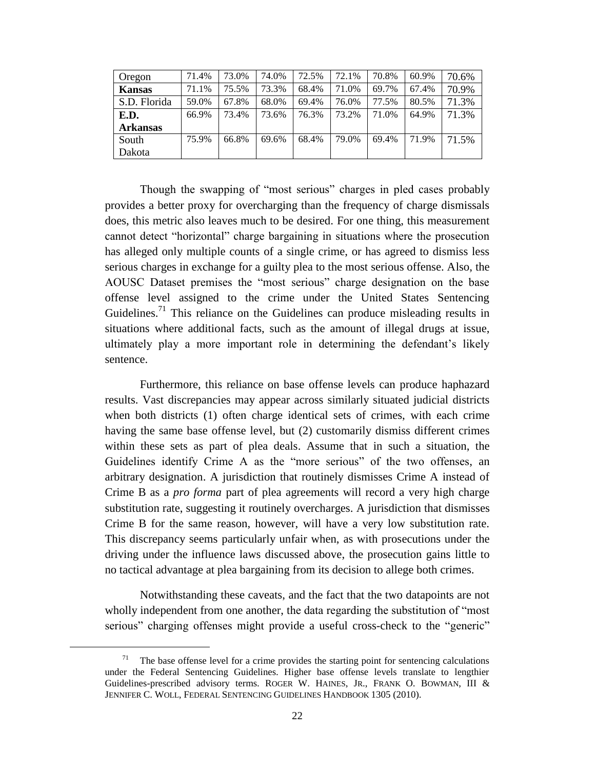| | | | | | | | | |
|---|---|---|---|---|---|---|---|---|
| Oregon | 71.4% | 73.0% | 74.0% | 72.5% | 72.1% | 70.8% | 60.9% | 70.6% |
| **Kansas** | 71.1% | 75.5% | 73.3% | 68.4% | 71.0% | 69.7% | 67.4% | 70.9% |
| S.D. Florida | 59.0% | 67.8% | 68.0% | 69.4% | 76.0% | 77.5% | 80.5% | 71.3% |
| **E.D. Arkansas** | 66.9% | 73.4% | 73.6% | 76.3% | 73.2% | 71.0% | 64.9% | 71.3% |
| South Dakota | 75.9% | 66.8% | 69.6% | 68.4% | 79.0% | 69.4% | 71.9% | 71.5% |

Though the swapping of "most serious" charges in pled cases probably provides a better proxy for overcharging than the frequency of charge dismissals does, this metric also leaves much to be desired. For one thing, this measurement cannot detect "horizontal" charge bargaining in situations where the prosecution has alleged only multiple counts of a single crime, or has agreed to dismiss less serious charges in exchange for a guilty plea to the most serious offense. Also, the AOUSC Dataset premises the "most serious" charge designation on the base offense level assigned to the crime under the United States Sentencing Guidelines.[71] This reliance on the Guidelines can produce misleading results in situations where additional facts, such as the amount of illegal drugs at issue, ultimately play a more important role in determining the defendant's likely sentence.

Furthermore, this reliance on base offense levels can produce haphazard results. Vast discrepancies may appear across similarly situated judicial districts when both districts (1) often charge identical sets of crimes, with each crime having the same base offense level, but (2) customarily dismiss different crimes within these sets as part of plea deals. Assume that in such a situation, the Guidelines identify Crime A as the "more serious" of the two offenses, an arbitrary designation. A jurisdiction that routinely dismisses Crime A instead of Crime B as a *pro forma* part of plea agreements will record a very high charge substitution rate, suggesting it routinely overcharges. A jurisdiction that dismisses Crime B for the same reason, however, will have a very low substitution rate. This discrepancy seems particularly unfair when, as with prosecutions under the driving under the influence laws discussed above, the prosecution gains little to no tactical advantage at plea bargaining from its decision to allege both crimes.

Notwithstanding these caveats, and the fact that the two datapoints are not wholly independent from one another, the data regarding the substitution of "most serious" charging offenses might provide a useful cross-check to the "generic"

---

[71] The base offense level for a crime provides the starting point for sentencing calculations under the Federal Sentencing Guidelines. Higher base offense levels translate to lengthier Guidelines-prescribed advisory terms. ROGER W. HAINES, JR., FRANK O. BOWMAN, III & JENNIFER C. WOLL, FEDERAL SENTENCING GUIDELINES HANDBOOK 1305 (2010).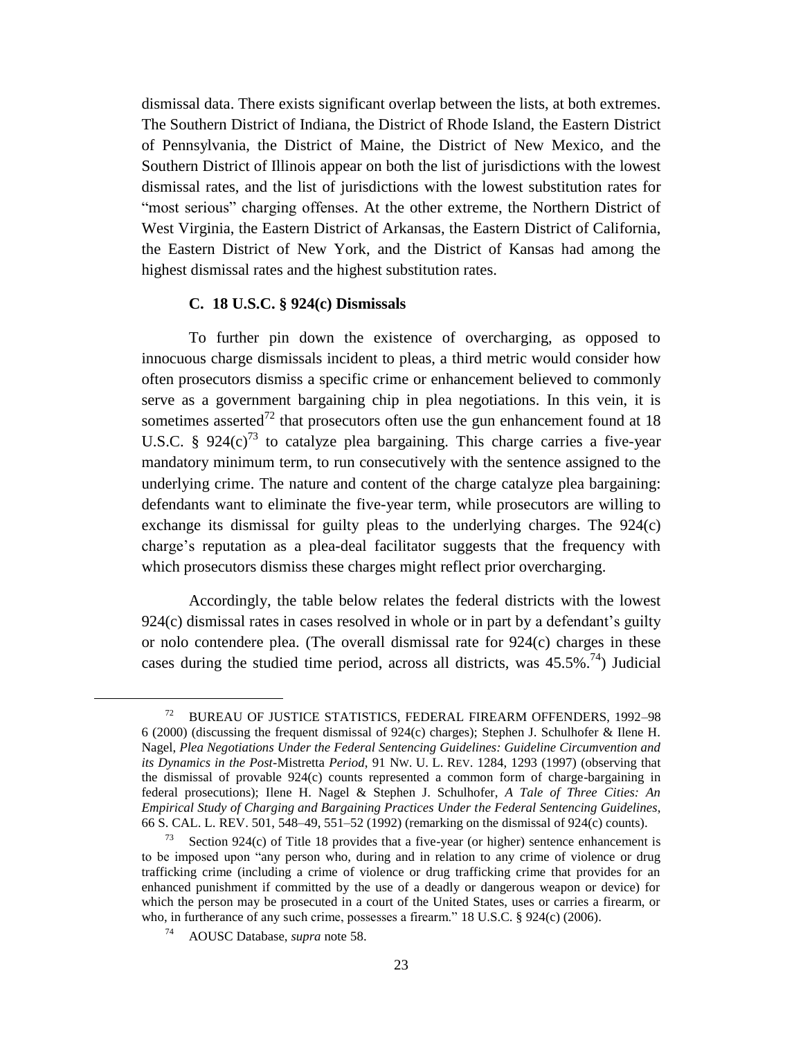dismissal data. There exists significant overlap between the lists, at both extremes. The Southern District of Indiana, the District of Rhode Island, the Eastern District of Pennsylvania, the District of Maine, the District of New Mexico, and the Southern District of Illinois appear on both the list of jurisdictions with the lowest dismissal rates, and the list of jurisdictions with the lowest substitution rates for "most serious" charging offenses. At the other extreme, the Northern District of West Virginia, the Eastern District of Arkansas, the Eastern District of California, the Eastern District of New York, and the District of Kansas had among the highest dismissal rates and the highest substitution rates.

### C. 18 U.S.C. § 924(c) Dismissals

To further pin down the existence of overcharging, as opposed to innocuous charge dismissals incident to pleas, a third metric would consider how often prosecutors dismiss a specific crime or enhancement believed to commonly serve as a government bargaining chip in plea negotiations. In this vein, it is sometimes asserted[72] that prosecutors often use the gun enhancement found at 18 U.S.C. § 924(c)[73] to catalyze plea bargaining. This charge carries a five-year mandatory minimum term, to run consecutively with the sentence assigned to the underlying crime. The nature and content of the charge catalyze plea bargaining: defendants want to eliminate the five-year term, while prosecutors are willing to exchange its dismissal for guilty pleas to the underlying charges. The 924(c) charge's reputation as a plea-deal facilitator suggests that the frequency with which prosecutors dismiss these charges might reflect prior overcharging.

Accordingly, the table below relates the federal districts with the lowest 924(c) dismissal rates in cases resolved in whole or in part by a defendant's guilty or nolo contendere plea. (The overall dismissal rate for 924(c) charges in these cases during the studied time period, across all districts, was 45.5%.[74]) Judicial

---

[72] BUREAU OF JUSTICE STATISTICS, FEDERAL FIREARM OFFENDERS, 1992–98 6 (2000) (discussing the frequent dismissal of 924(c) charges); Stephen J. Schulhofer & Ilene H. Nagel, *Plea Negotiations Under the Federal Sentencing Guidelines: Guideline Circumvention and its Dynamics in the Post-*Mistretta *Period*, 91 NW. U. L. REV. 1284, 1293 (1997) (observing that the dismissal of provable 924(c) counts represented a common form of charge-bargaining in federal prosecutions); Ilene H. Nagel & Stephen J. Schulhofer, *A Tale of Three Cities: An Empirical Study of Charging and Bargaining Practices Under the Federal Sentencing Guidelines*, 66 S. CAL. L. REV. 501, 548–49, 551–52 (1992) (remarking on the dismissal of 924(c) counts).

[73] Section 924(c) of Title 18 provides that a five-year (or higher) sentence enhancement is to be imposed upon "any person who, during and in relation to any crime of violence or drug trafficking crime (including a crime of violence or drug trafficking crime that provides for an enhanced punishment if committed by the use of a deadly or dangerous weapon or device) for which the person may be prosecuted in a court of the United States, uses or carries a firearm, or who, in furtherance of any such crime, possesses a firearm." 18 U.S.C. § 924(c) (2006).

[74] AOUSC Database, *supra* note 58.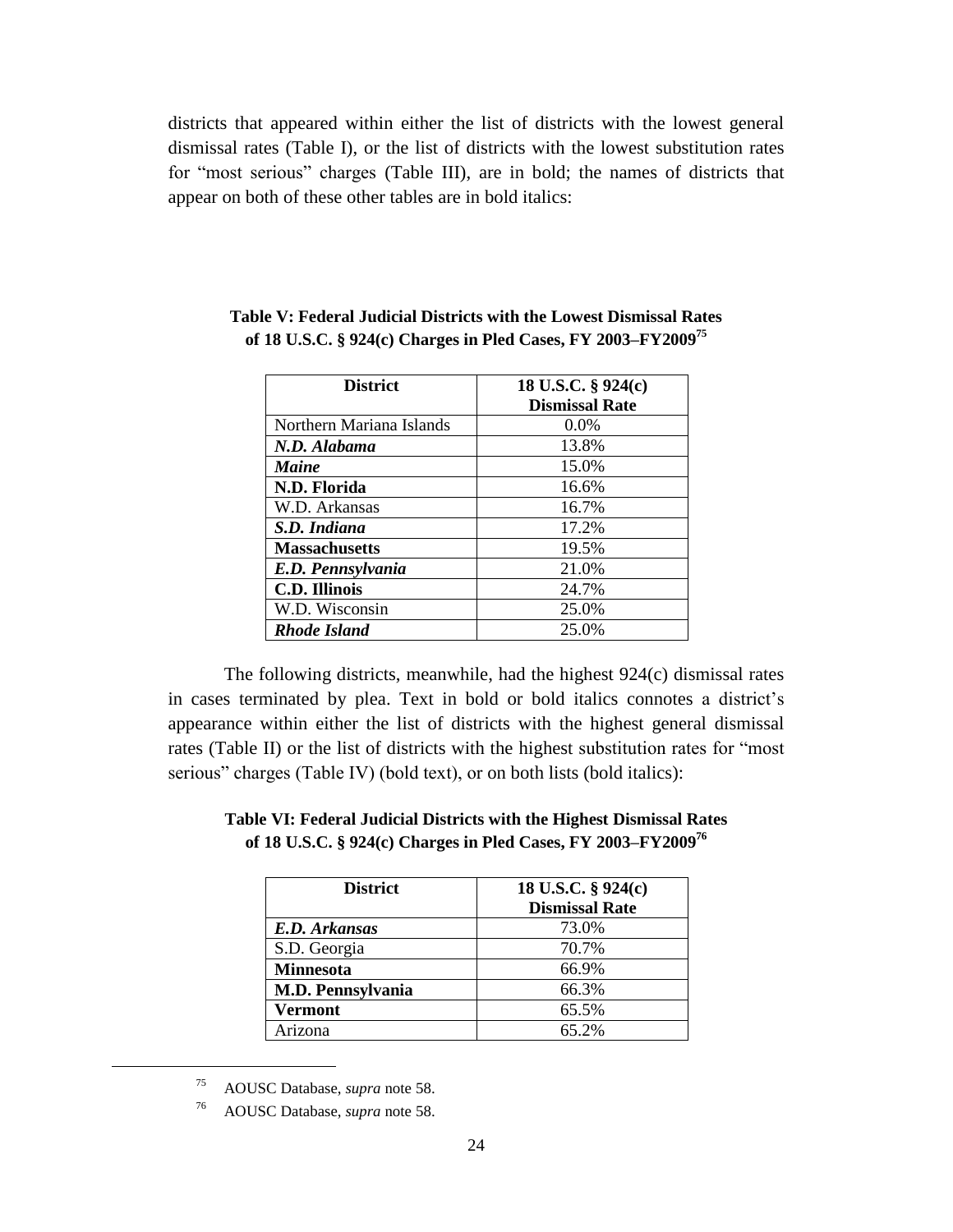districts that appeared within either the list of districts with the lowest general dismissal rates (Table I), or the list of districts with the lowest substitution rates for "most serious" charges (Table III), are in bold; the names of districts that appear on both of these other tables are in bold italics:

**Table V: Federal Judicial Districts with the Lowest Dismissal Rates of 18 U.S.C. § 924(c) Charges in Pled Cases, FY 2003–FY2009[75]**

| District | 18 U.S.C. § 924(c) Dismissal Rate |
|---|---|
| Northern Mariana Islands | 0.0% |
| ***N.D. Alabama*** | 13.8% |
| ***Maine*** | 15.0% |
| **N.D. Florida** | 16.6% |
| W.D. Arkansas | 16.7% |
| ***S.D. Indiana*** | 17.2% |
| **Massachusetts** | 19.5% |
| ***E.D. Pennsylvania*** | 21.0% |
| **C.D. Illinois** | 24.7% |
| W.D. Wisconsin | 25.0% |
| ***Rhode Island*** | 25.0% |

The following districts, meanwhile, had the highest 924(c) dismissal rates in cases terminated by plea. Text in bold or bold italics connotes a district's appearance within either the list of districts with the highest general dismissal rates (Table II) or the list of districts with the highest substitution rates for "most serious" charges (Table IV) (bold text), or on both lists (bold italics):

**Table VI: Federal Judicial Districts with the Highest Dismissal Rates of 18 U.S.C. § 924(c) Charges in Pled Cases, FY 2003–FY2009[76]**

| District | 18 U.S.C. § 924(c) Dismissal Rate |
|---|---|
| ***E.D. Arkansas*** | 73.0% |
| S.D. Georgia | 70.7% |
| **Minnesota** | 66.9% |
| **M.D. Pennsylvania** | 66.3% |
| **Vermont** | 65.5% |
| Arizona | 65.2% |

[75] AOUSC Database, *supra* note 58.

[76] AOUSC Database, *supra* note 58.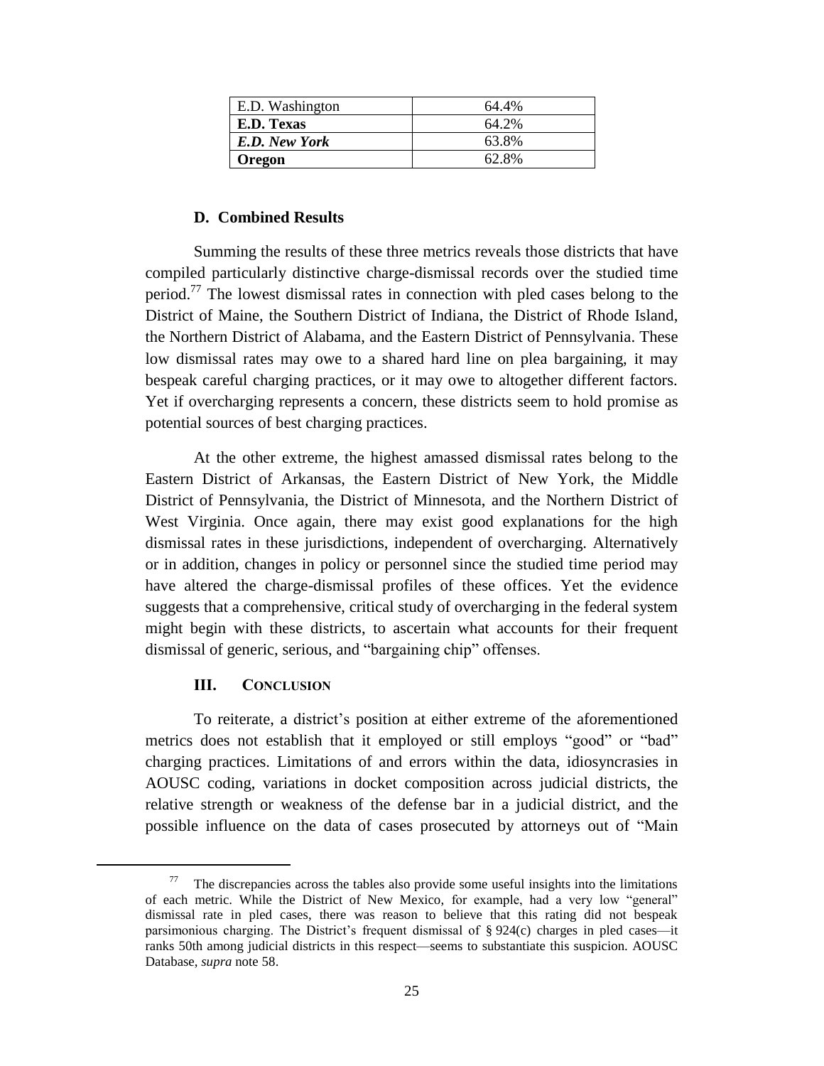| | |
|---|---|
| E.D. Washington | 64.4% |
| **E.D. Texas** | 64.2% |
| ***E.D. New York*** | 63.8% |
| **Oregon** | 62.8% |

### D. Combined Results

Summing the results of these three metrics reveals those districts that have compiled particularly distinctive charge-dismissal records over the studied time period.[77] The lowest dismissal rates in connection with pled cases belong to the District of Maine, the Southern District of Indiana, the District of Rhode Island, the Northern District of Alabama, and the Eastern District of Pennsylvania. These low dismissal rates may owe to a shared hard line on plea bargaining, it may bespeak careful charging practices, or it may owe to altogether different factors. Yet if overcharging represents a concern, these districts seem to hold promise as potential sources of best charging practices.

At the other extreme, the highest amassed dismissal rates belong to the Eastern District of Arkansas, the Eastern District of New York, the Middle District of Pennsylvania, the District of Minnesota, and the Northern District of West Virginia. Once again, there may exist good explanations for the high dismissal rates in these jurisdictions, independent of overcharging. Alternatively or in addition, changes in policy or personnel since the studied time period may have altered the charge-dismissal profiles of these offices. Yet the evidence suggests that a comprehensive, critical study of overcharging in the federal system might begin with these districts, to ascertain what accounts for their frequent dismissal of generic, serious, and "bargaining chip" offenses.

## III. Conclusion

To reiterate, a district's position at either extreme of the aforementioned metrics does not establish that it employed or still employs "good" or "bad" charging practices. Limitations of and errors within the data, idiosyncrasies in AOUSC coding, variations in docket composition across judicial districts, the relative strength or weakness of the defense bar in a judicial district, and the possible influence on the data of cases prosecuted by attorneys out of "Main

---

[77] The discrepancies across the tables also provide some useful insights into the limitations of each metric. While the District of New Mexico, for example, had a very low "general" dismissal rate in pled cases, there was reason to believe that this rating did not bespeak parsimonious charging. The District's frequent dismissal of § 924(c) charges in pled cases—it ranks 50th among judicial districts in this respect—seems to substantiate this suspicion. AOUSC Database, *supra* note 58.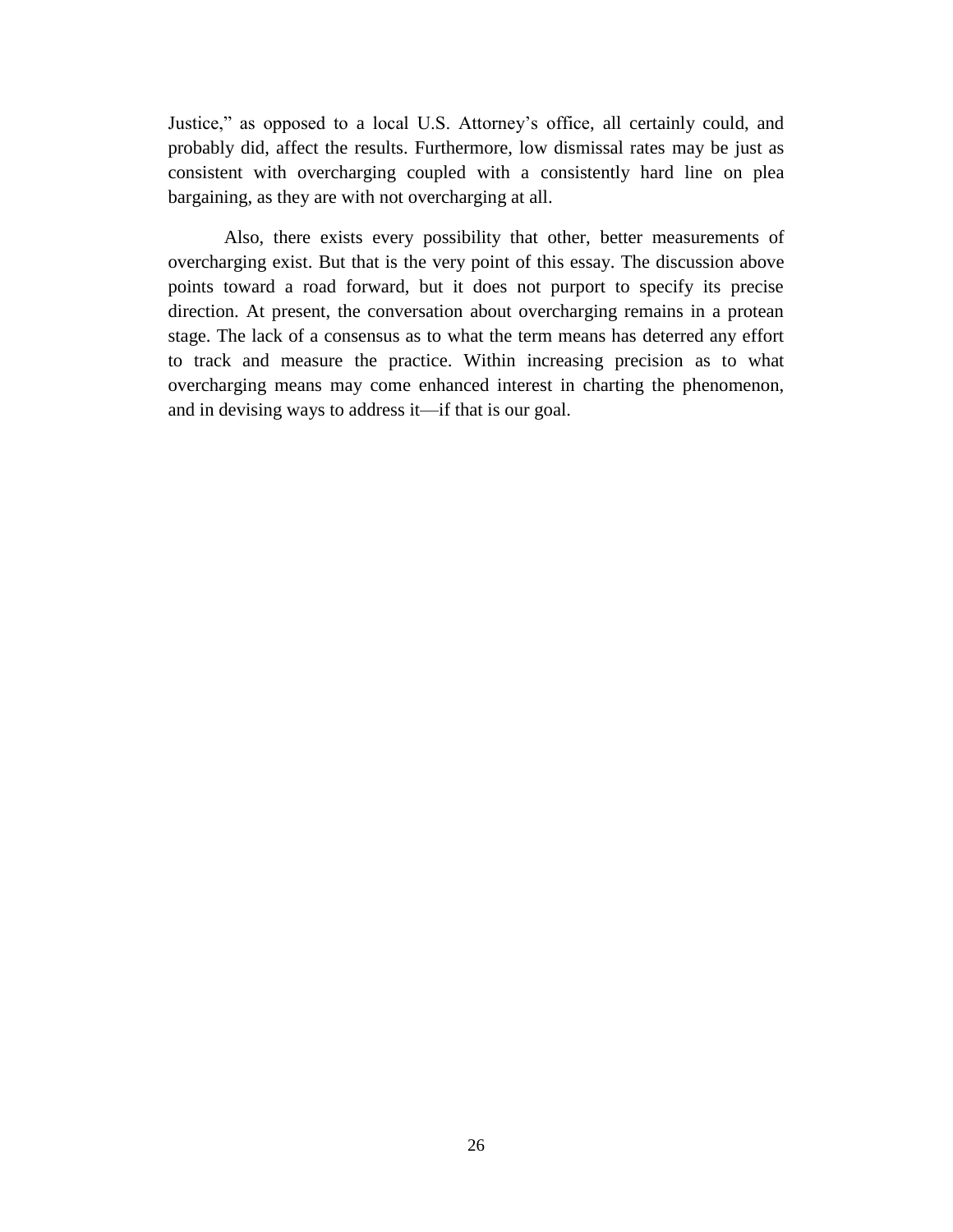Justice," as opposed to a local U.S. Attorney's office, all certainly could, and probably did, affect the results. Furthermore, low dismissal rates may be just as consistent with overcharging coupled with a consistently hard line on plea bargaining, as they are with not overcharging at all.

Also, there exists every possibility that other, better measurements of overcharging exist. But that is the very point of this essay. The discussion above points toward a road forward, but it does not purport to specify its precise direction. At present, the conversation about overcharging remains in a protean stage. The lack of a consensus as to what the term means has deterred any effort to track and measure the practice. Within increasing precision as to what overcharging means may come enhanced interest in charting the phenomenon, and in devising ways to address it—if that is our goal.